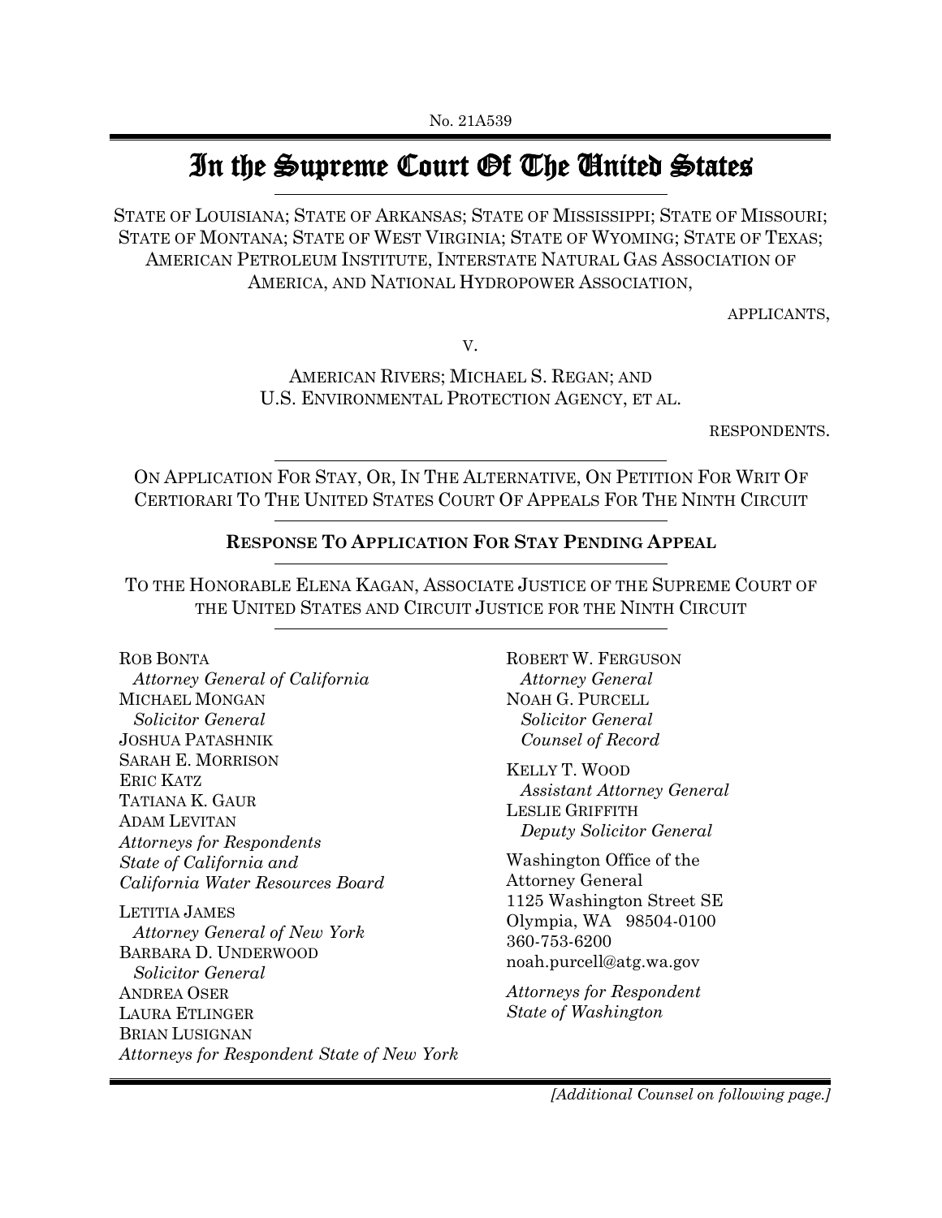No. 21A539

# In the Supreme Court Of The United States

STATE OF LOUISIANA; STATE OF ARKANSAS; STATE OF MISSISSIPPI; STATE OF MISSOURI; STATE OF MONTANA; STATE OF WEST VIRGINIA; STATE OF WYOMING; STATE OF TEXAS; AMERICAN PETROLEUM INSTITUTE, INTERSTATE NATURAL GAS ASSOCIATION OF AMERICA, AND NATIONAL HYDROPOWER ASSOCIATION,

APPLICANTS,

V.

AMERICAN RIVERS; MICHAEL S. REGAN; AND U.S. ENVIRONMENTAL PROTECTION AGENCY, ET AL.

RESPONDENTS.

ON APPLICATION FOR STAY, OR, IN THE ALTERNATIVE, ON PETITION FOR WRIT OF CERTIORARI TO THE UNITED STATES COURT OF APPEALS FOR THE NINTH CIRCUIT

**RESPONSE TO APPLICATION FOR STAY PENDING APPEAL**

TO THE HONORABLE ELENA KAGAN, ASSOCIATE JUSTICE OF THE SUPREME COURT OF THE UNITED STATES AND CIRCUIT JUSTICE FOR THE NINTH CIRCUIT

ROB BONTA
*Attorney General of California*
MICHAEL MONGAN
*Solicitor General*
JOSHUA PATASHNIK
SARAH E. MORRISON
ERIC KATZ
TATIANA K. GAUR
ADAM LEVITAN
*Attorneys for Respondents State of California and California Water Resources Board*

LETITIA JAMES
*Attorney General of New York*
BARBARA D. UNDERWOOD
*Solicitor General*
ANDREA OSER
LAURA ETLINGER
BRIAN LUSIGNAN
*Attorneys for Respondent State of New York*

ROBERT W. FERGUSON
*Attorney General*
NOAH G. PURCELL
*Solicitor General*
*Counsel of Record*

KELLY T. WOOD
*Assistant Attorney General*
LESLIE GRIFFITH
*Deputy Solicitor General*

Washington Office of the Attorney General
1125 Washington Street SE
Olympia, WA 98504-0100
360-753-6200
noah.purcell@atg.wa.gov

*Attorneys for Respondent State of Washington*

*[Additional Counsel on following page.]*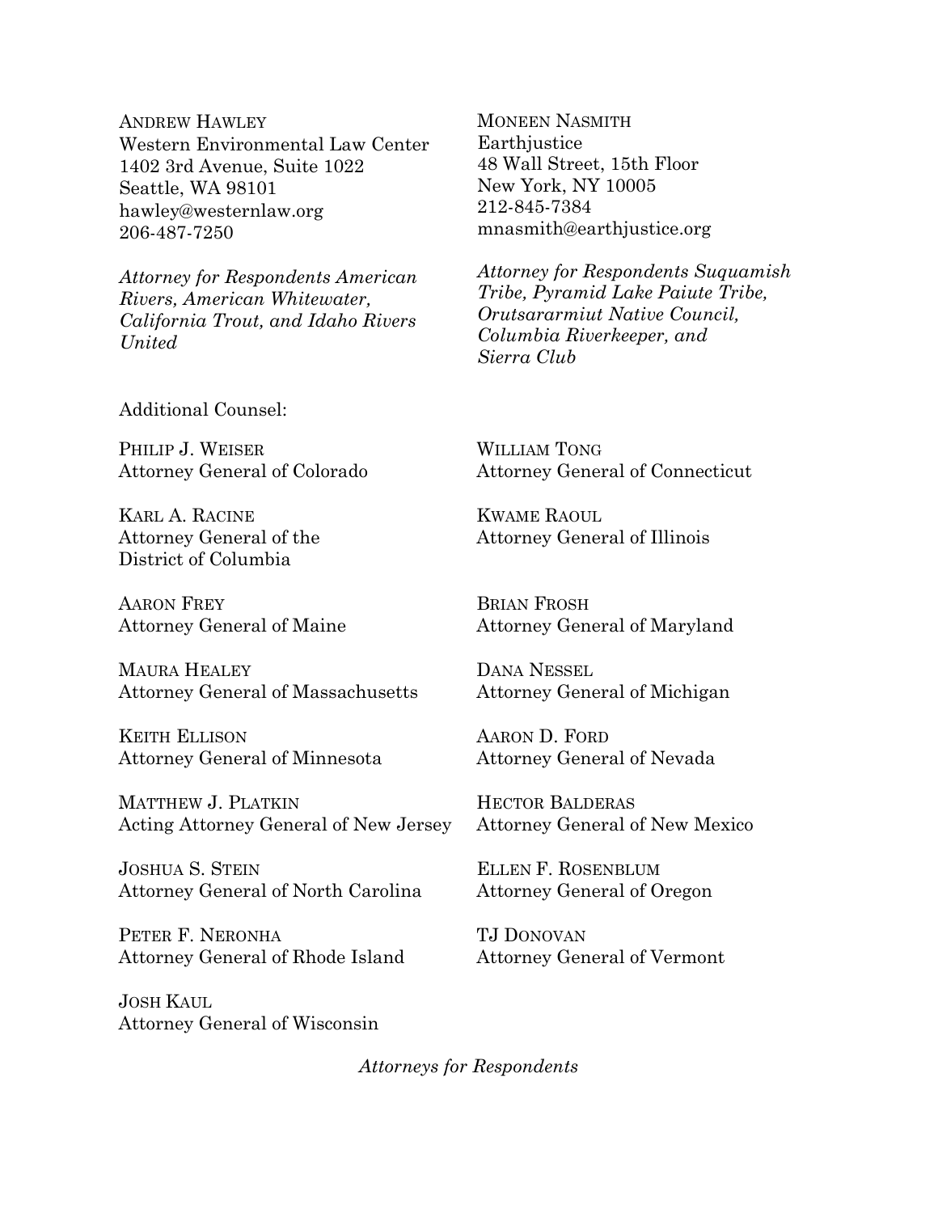ANDREW HAWLEY
Western Environmental Law Center
1402 3rd Avenue, Suite 1022
Seattle, WA 98101
hawley@westernlaw.org
206-487-7250

*Attorney for Respondents American Rivers, American Whitewater, California Trout, and Idaho Rivers United*

MONEEN NASMITH
Earthjustice
48 Wall Street, 15th Floor
New York, NY 10005
212-845-7384
mnasmith@earthjustice.org

*Attorney for Respondents Suquamish Tribe, Pyramid Lake Paiute Tribe, Orutsararmiut Native Council, Columbia Riverkeeper, and Sierra Club*

Additional Counsel:

PHILIP J. WEISER
Attorney General of Colorado

WILLIAM TONG
Attorney General of Connecticut

KARL A. RACINE
Attorney General of the District of Columbia

KWAME RAOUL
Attorney General of Illinois

AARON FREY
Attorney General of Maine

BRIAN FROSH
Attorney General of Maryland

MAURA HEALEY
Attorney General of Massachusetts

DANA NESSEL
Attorney General of Michigan

KEITH ELLISON
Attorney General of Minnesota

AARON D. FORD
Attorney General of Nevada

MATTHEW J. PLATKIN
Acting Attorney General of New Jersey

HECTOR BALDERAS
Attorney General of New Mexico

JOSHUA S. STEIN
Attorney General of North Carolina

ELLEN F. ROSENBLUM
Attorney General of Oregon

PETER F. NERONHA
Attorney General of Rhode Island

TJ DONOVAN
Attorney General of Vermont

JOSH KAUL
Attorney General of Wisconsin

*Attorneys for Respondents*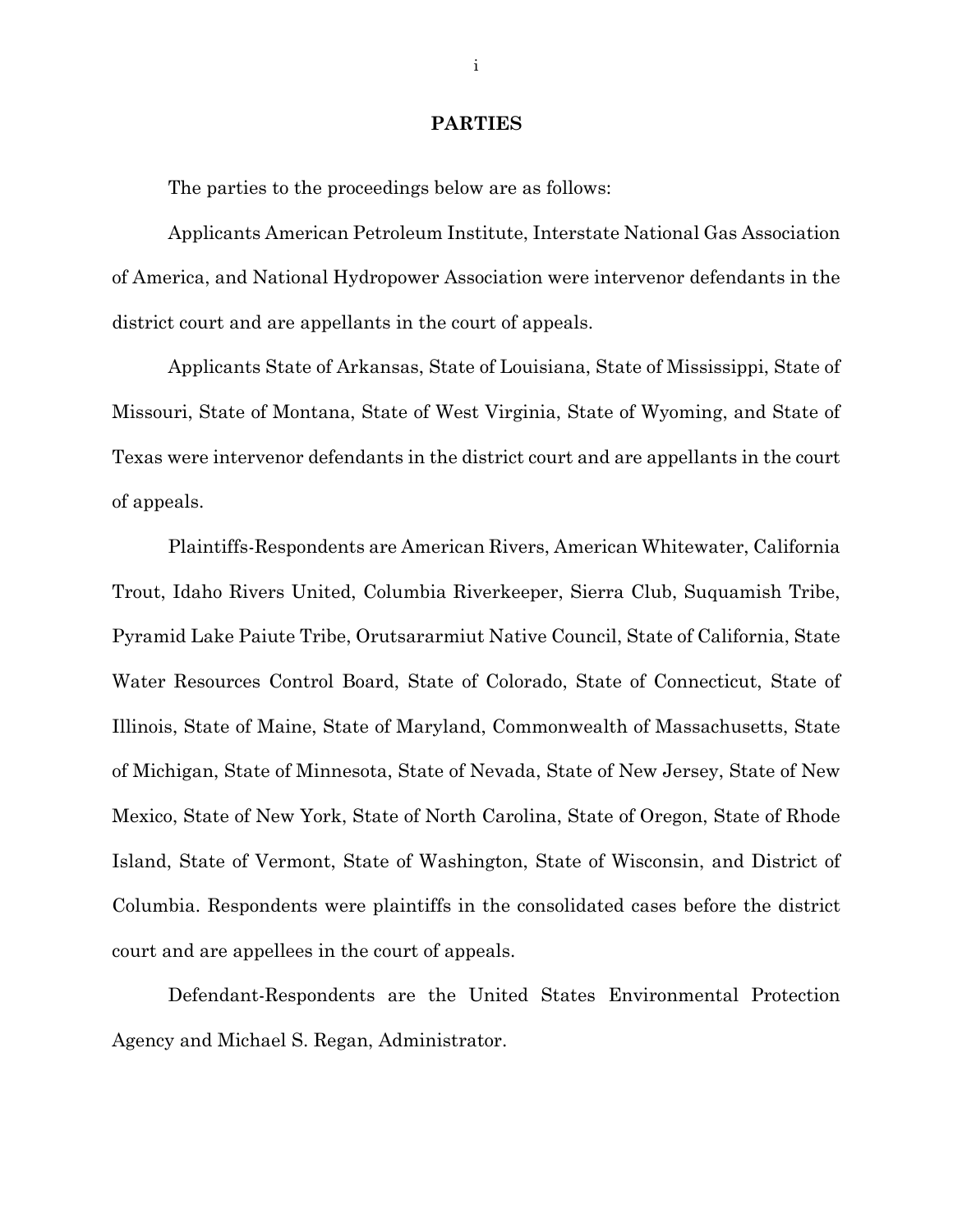## PARTIES

The parties to the proceedings below are as follows:

Applicants American Petroleum Institute, Interstate National Gas Association of America, and National Hydropower Association were intervenor defendants in the district court and are appellants in the court of appeals.

Applicants State of Arkansas, State of Louisiana, State of Mississippi, State of Missouri, State of Montana, State of West Virginia, State of Wyoming, and State of Texas were intervenor defendants in the district court and are appellants in the court of appeals.

Plaintiffs-Respondents are American Rivers, American Whitewater, California Trout, Idaho Rivers United, Columbia Riverkeeper, Sierra Club, Suquamish Tribe, Pyramid Lake Paiute Tribe, Orutsararmiut Native Council, State of California, State Water Resources Control Board, State of Colorado, State of Connecticut, State of Illinois, State of Maine, State of Maryland, Commonwealth of Massachusetts, State of Michigan, State of Minnesota, State of Nevada, State of New Jersey, State of New Mexico, State of New York, State of North Carolina, State of Oregon, State of Rhode Island, State of Vermont, State of Washington, State of Wisconsin, and District of Columbia. Respondents were plaintiffs in the consolidated cases before the district court and are appellees in the court of appeals.

Defendant-Respondents are the United States Environmental Protection Agency and Michael S. Regan, Administrator.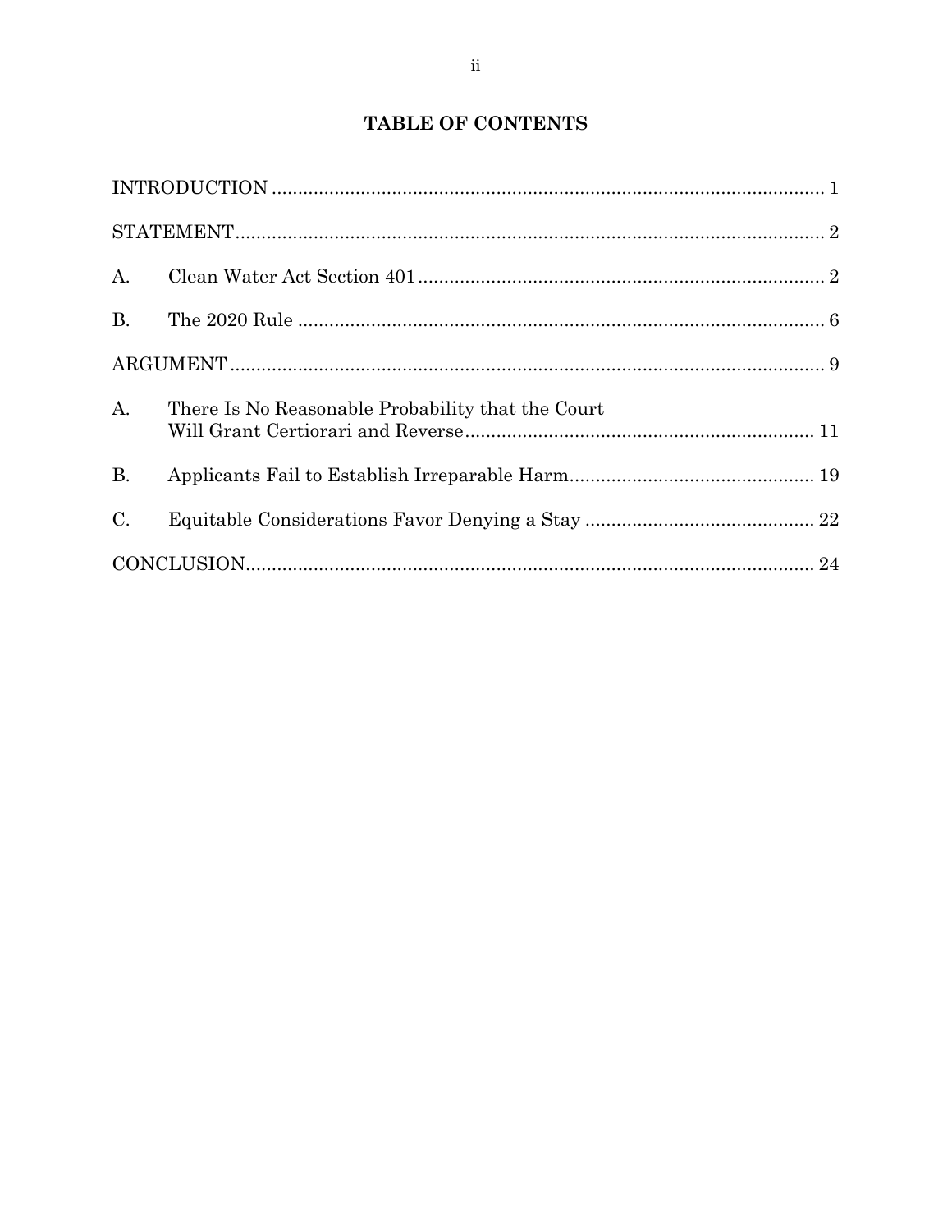# TABLE OF CONTENTS

| | | |
|---|---|---|
| INTRODUCTION | | 1 |
| STATEMENT | | 2 |
| A. | Clean Water Act Section 401 | 2 |
| B. | The 2020 Rule | 6 |
| ARGUMENT | | 9 |
| A. | There Is No Reasonable Probability that the Court Will Grant Certiorari and Reverse | 11 |
| B. | Applicants Fail to Establish Irreparable Harm | 19 |
| C. | Equitable Considerations Favor Denying a Stay | 22 |
| CONCLUSION | | 24 |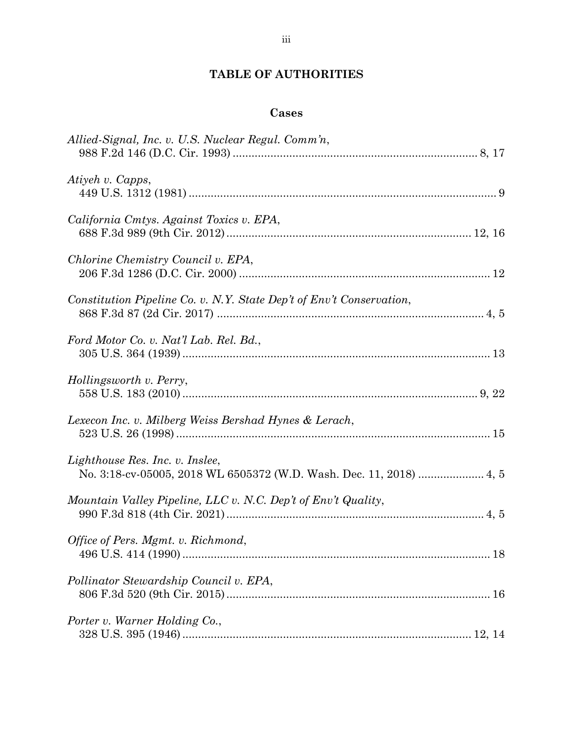# TABLE OF AUTHORITIES

## Cases

*Allied-Signal, Inc. v. U.S. Nuclear Regul. Comm'n*,
988 F.2d 146 (D.C. Cir. 1993) ............................................................................ 8, 17

*Atiyeh v. Capps*,
449 U.S. 1312 (1981) ................................................................................................ 9

*California Cmtys. Against Toxics v. EPA*,
688 F.3d 989 (9th Cir. 2012) ............................................................................ 12, 16

*Chlorine Chemistry Council v. EPA*,
206 F.3d 1286 (D.C. Cir. 2000) .............................................................................. 12

*Constitution Pipeline Co. v. N.Y. State Dep't of Env't Conservation*,
868 F.3d 87 (2d Cir. 2017) .................................................................................... 4, 5

*Ford Motor Co. v. Nat'l Lab. Rel. Bd.*,
305 U.S. 364 (1939) ................................................................................................ 13

*Hollingsworth v. Perry*,
558 U.S. 183 (2010) .............................................................................................. 9, 22

*Lexecon Inc. v. Milberg Weiss Bershad Hynes & Lerach*,
523 U.S. 26 (1998) .................................................................................................. 15

*Lighthouse Res. Inc. v. Inslee*,
No. 3:18-cv-05005, 2018 WL 6505372 (W.D. Wash. Dec. 11, 2018) .................... 4, 5

*Mountain Valley Pipeline, LLC v. N.C. Dep't of Env't Quality*,
990 F.3d 818 (4th Cir. 2021) ................................................................................ 4, 5

*Office of Pers. Mgmt. v. Richmond*,
496 U.S. 414 (1990) ................................................................................................ 18

*Pollinator Stewardship Council v. EPA*,
806 F.3d 520 (9th Cir. 2015) .................................................................................. 16

*Porter v. Warner Holding Co.*,
328 U.S. 395 (1946) ........................................................................................... 12, 14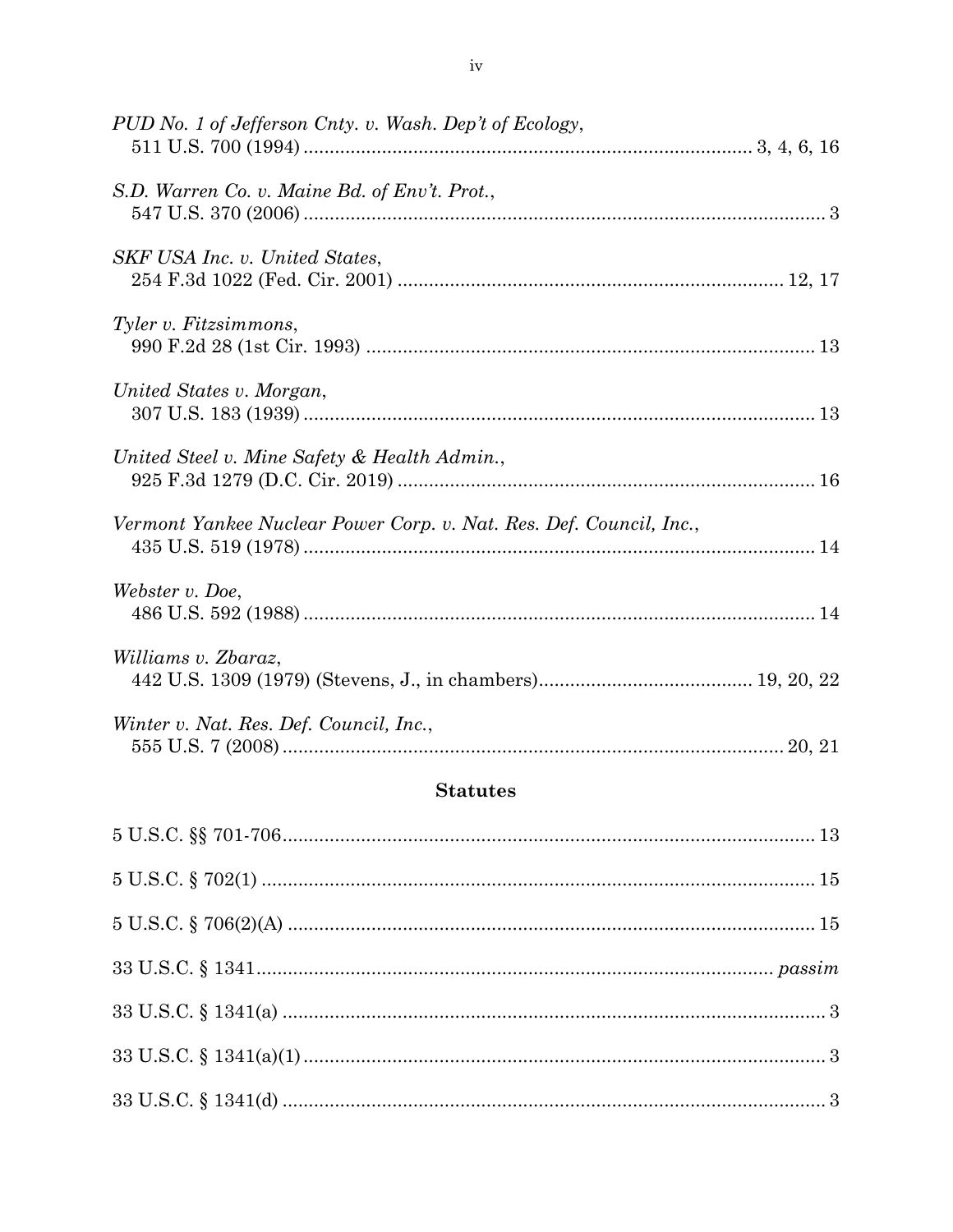*PUD No. 1 of Jefferson Cnty. v. Wash. Dep't of Ecology*,
511 U.S. 700 (1994) .................................................................................... 3, 4, 6, 16

*S.D. Warren Co. v. Maine Bd. of Env't. Prot.*,
547 U.S. 370 (2006) .................................................................................................... 3

*SKF USA Inc. v. United States*,
254 F.3d 1022 (Fed. Cir. 2001) ........................................................................ 12, 17

*Tyler v. Fitzsimmons*,
990 F.2d 28 (1st Cir. 1993) ..................................................................................... 13

*United States v. Morgan*,
307 U.S. 183 (1939) ................................................................................................. 13

*United Steel v. Mine Safety & Health Admin.*,
925 F.3d 1279 (D.C. Cir. 2019) ............................................................................... 16

*Vermont Yankee Nuclear Power Corp. v. Nat. Res. Def. Council, Inc.*,
435 U.S. 519 (1978) ................................................................................................. 14

*Webster v. Doe*,
486 U.S. 592 (1988) ................................................................................................. 14

*Williams v. Zbaraz*,
442 U.S. 1309 (1979) (Stevens, J., in chambers)........................................ 19, 20, 22

*Winter v. Nat. Res. Def. Council, Inc.*,
555 U.S. 7 (2008) ............................................................................................... 20, 21

## Statutes

5 U.S.C. §§ 701-706...................................................................................................... 13

5 U.S.C. § 702(1) .......................................................................................................... 15

5 U.S.C. § 706(2)(A) ..................................................................................................... 15

33 U.S.C. § 1341.................................................................................................. *passim*

33 U.S.C. § 1341(a) ........................................................................................................ 3

33 U.S.C. § 1341(a)(1) .................................................................................................... 3

33 U.S.C. § 1341(d) ........................................................................................................ 3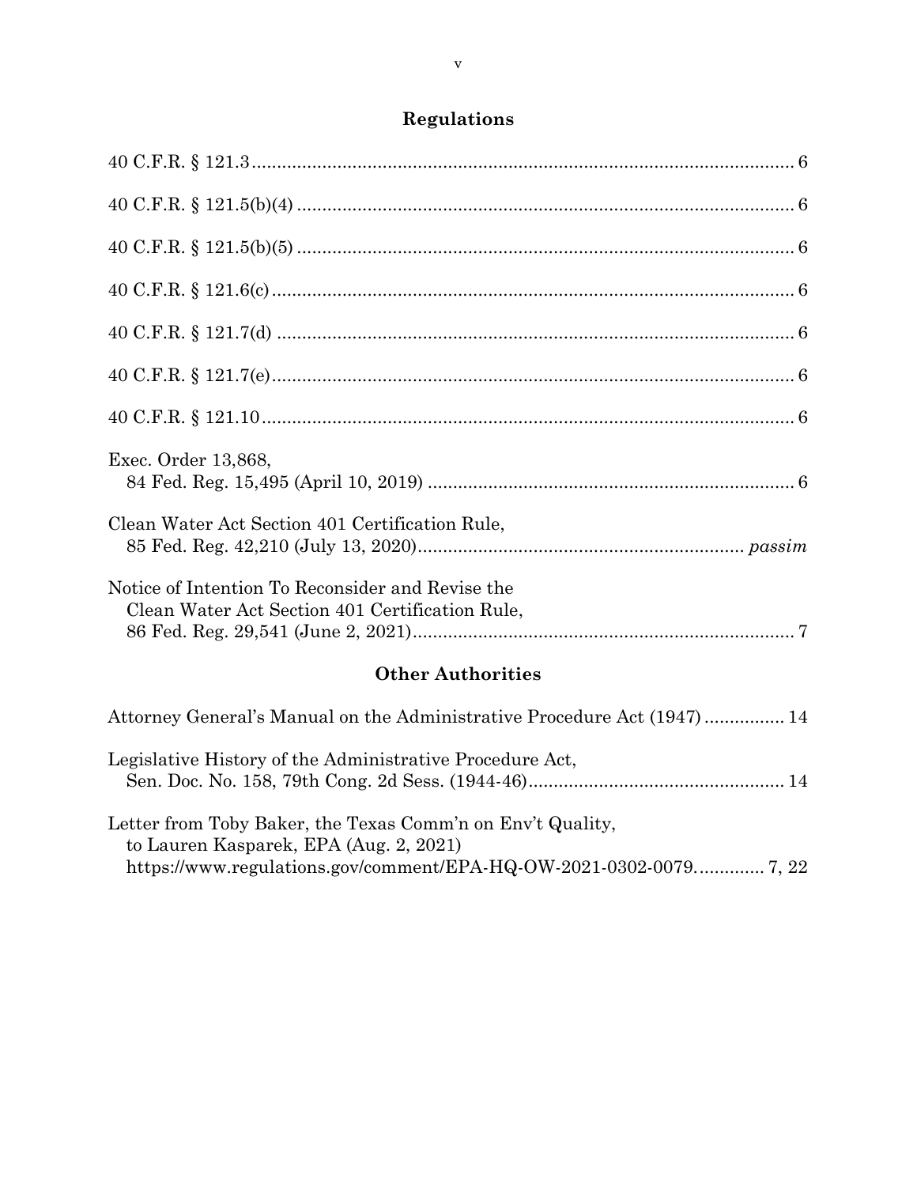## Regulations

40 C.F.R. § 121.3 .......... 6

40 C.F.R. § 121.5(b)(4) .......... 6

40 C.F.R. § 121.5(b)(5) .......... 6

40 C.F.R. § 121.6(c) .......... 6

40 C.F.R. § 121.7(d) .......... 6

40 C.F.R. § 121.7(e) .......... 6

40 C.F.R. § 121.10 .......... 6

Exec. Order 13,868,
84 Fed. Reg. 15,495 (April 10, 2019) .......... 6

Clean Water Act Section 401 Certification Rule,
85 Fed. Reg. 42,210 (July 13, 2020) .......... *passim*

Notice of Intention To Reconsider and Revise the
Clean Water Act Section 401 Certification Rule,
86 Fed. Reg. 29,541 (June 2, 2021) .......... 7

## Other Authorities

Attorney General's Manual on the Administrative Procedure Act (1947) .......... 14

Legislative History of the Administrative Procedure Act,
Sen. Doc. No. 158, 79th Cong. 2d Sess. (1944-46) .......... 14

Letter from Toby Baker, the Texas Comm'n on Env't Quality,
to Lauren Kasparek, EPA (Aug. 2, 2021)
https://www.regulations.gov/comment/EPA-HQ-OW-2021-0302-0079. .......... 7, 22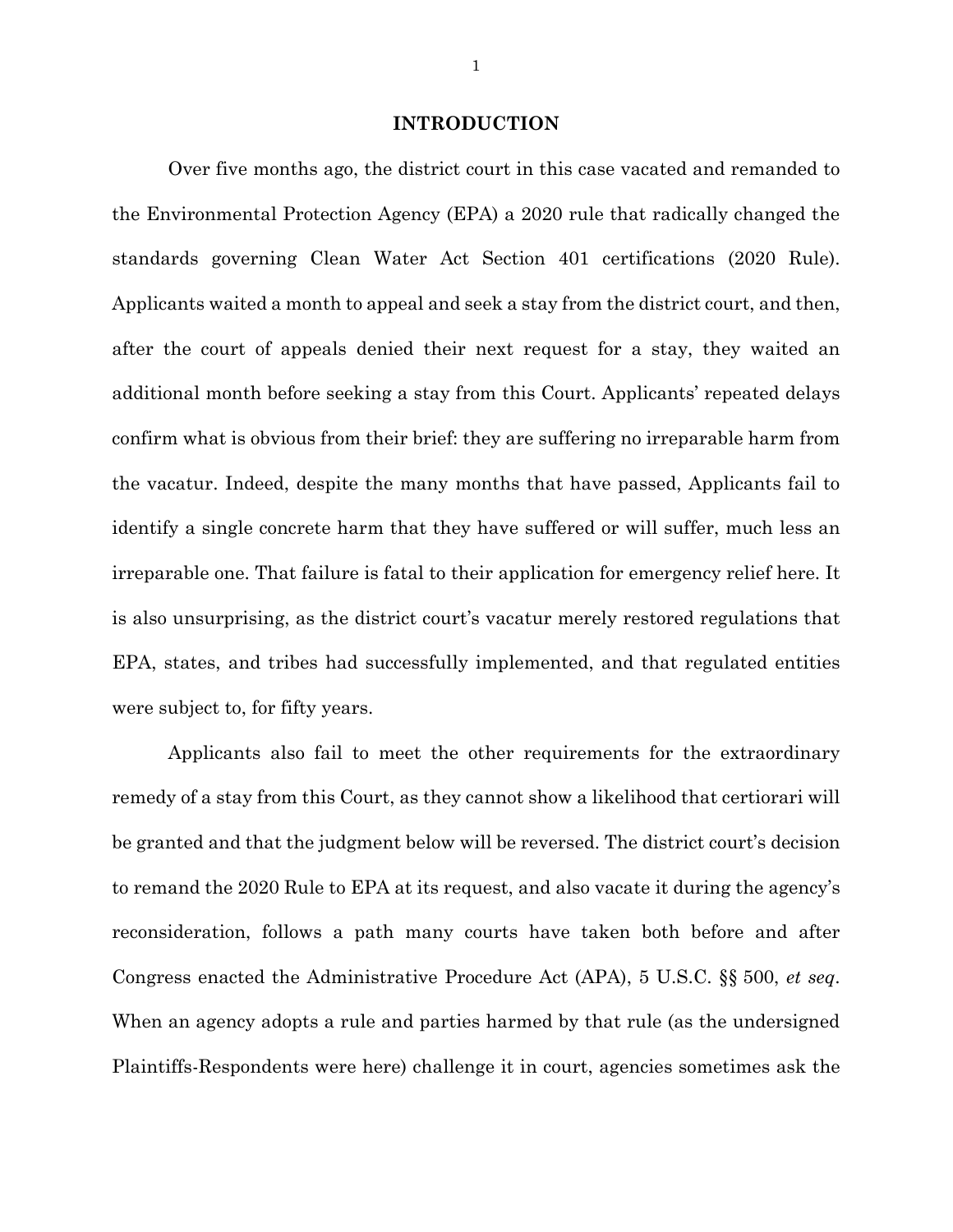## INTRODUCTION

Over five months ago, the district court in this case vacated and remanded to the Environmental Protection Agency (EPA) a 2020 rule that radically changed the standards governing Clean Water Act Section 401 certifications (2020 Rule). Applicants waited a month to appeal and seek a stay from the district court, and then, after the court of appeals denied their next request for a stay, they waited an additional month before seeking a stay from this Court. Applicants' repeated delays confirm what is obvious from their brief: they are suffering no irreparable harm from the vacatur. Indeed, despite the many months that have passed, Applicants fail to identify a single concrete harm that they have suffered or will suffer, much less an irreparable one. That failure is fatal to their application for emergency relief here. It is also unsurprising, as the district court's vacatur merely restored regulations that EPA, states, and tribes had successfully implemented, and that regulated entities were subject to, for fifty years.

Applicants also fail to meet the other requirements for the extraordinary remedy of a stay from this Court, as they cannot show a likelihood that certiorari will be granted and that the judgment below will be reversed. The district court's decision to remand the 2020 Rule to EPA at its request, and also vacate it during the agency's reconsideration, follows a path many courts have taken both before and after Congress enacted the Administrative Procedure Act (APA), 5 U.S.C. §§ 500, *et seq*. When an agency adopts a rule and parties harmed by that rule (as the undersigned Plaintiffs-Respondents were here) challenge it in court, agencies sometimes ask the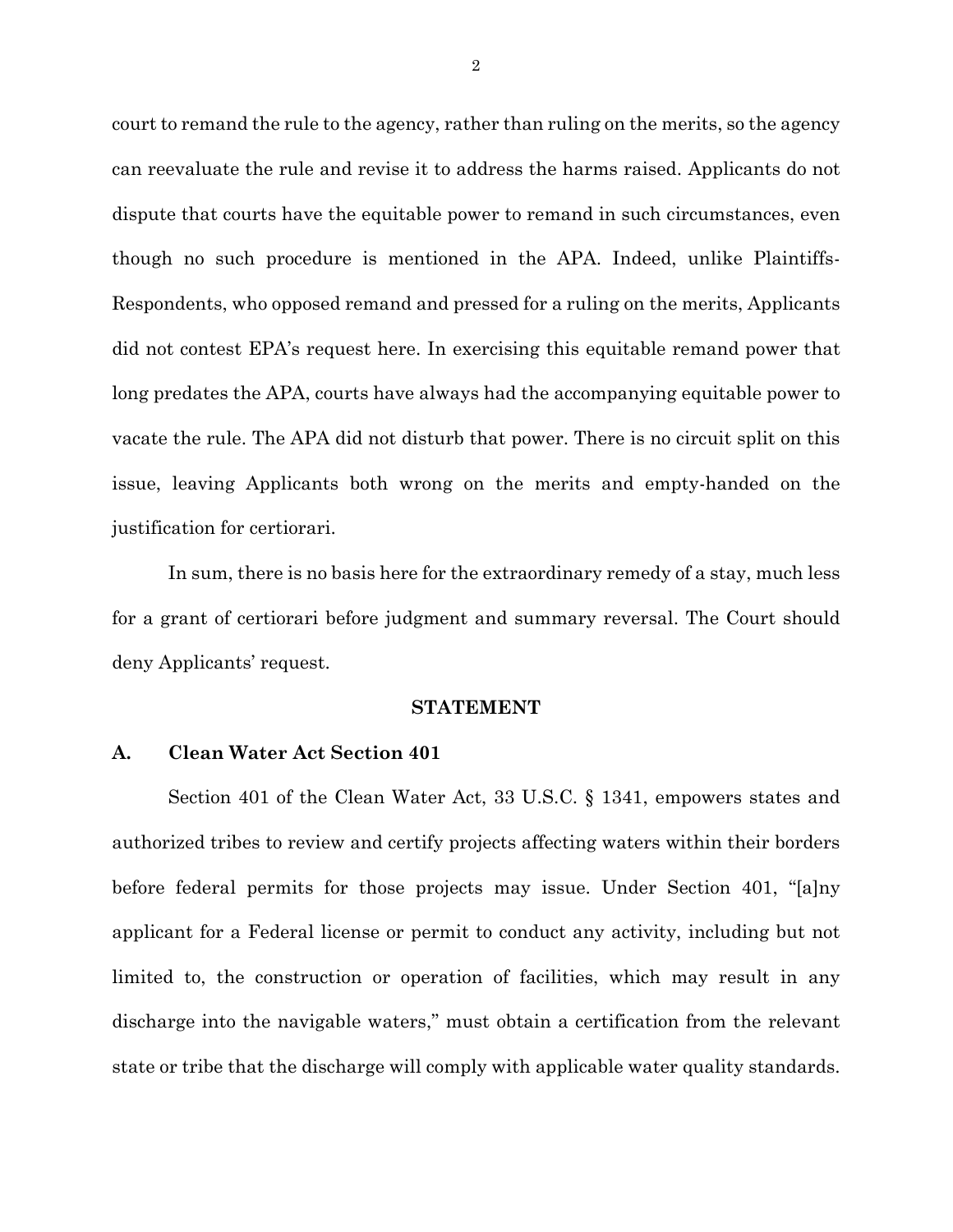court to remand the rule to the agency, rather than ruling on the merits, so the agency can reevaluate the rule and revise it to address the harms raised. Applicants do not dispute that courts have the equitable power to remand in such circumstances, even though no such procedure is mentioned in the APA. Indeed, unlike Plaintiffs-Respondents, who opposed remand and pressed for a ruling on the merits, Applicants did not contest EPA's request here. In exercising this equitable remand power that long predates the APA, courts have always had the accompanying equitable power to vacate the rule. The APA did not disturb that power. There is no circuit split on this issue, leaving Applicants both wrong on the merits and empty-handed on the justification for certiorari.

In sum, there is no basis here for the extraordinary remedy of a stay, much less for a grant of certiorari before judgment and summary reversal. The Court should deny Applicants' request.

## STATEMENT

### A. Clean Water Act Section 401

Section 401 of the Clean Water Act, 33 U.S.C. § 1341, empowers states and authorized tribes to review and certify projects affecting waters within their borders before federal permits for those projects may issue. Under Section 401, "[a]ny applicant for a Federal license or permit to conduct any activity, including but not limited to, the construction or operation of facilities, which may result in any discharge into the navigable waters," must obtain a certification from the relevant state or tribe that the discharge will comply with applicable water quality standards.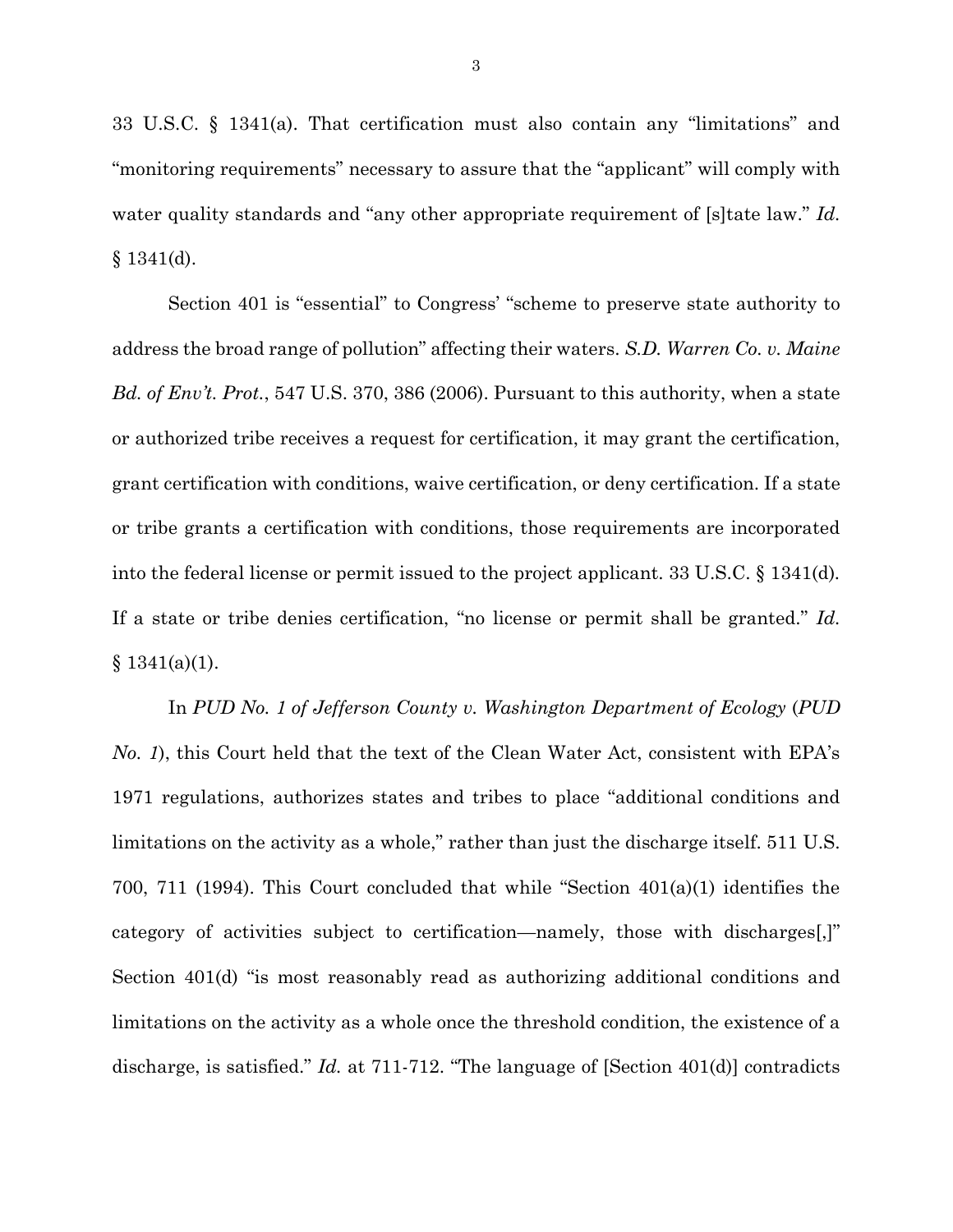33 U.S.C. § 1341(a). That certification must also contain any "limitations" and "monitoring requirements" necessary to assure that the "applicant" will comply with water quality standards and "any other appropriate requirement of [s]tate law." *Id.* § 1341(d).

Section 401 is "essential" to Congress' "scheme to preserve state authority to address the broad range of pollution" affecting their waters. *S.D. Warren Co. v. Maine Bd. of Env't. Prot.*, 547 U.S. 370, 386 (2006). Pursuant to this authority, when a state or authorized tribe receives a request for certification, it may grant the certification, grant certification with conditions, waive certification, or deny certification. If a state or tribe grants a certification with conditions, those requirements are incorporated into the federal license or permit issued to the project applicant. 33 U.S.C. § 1341(d). If a state or tribe denies certification, "no license or permit shall be granted." *Id.* § 1341(a)(1).

In *PUD No. 1 of Jefferson County v. Washington Department of Ecology* (*PUD No. 1*), this Court held that the text of the Clean Water Act, consistent with EPA's 1971 regulations, authorizes states and tribes to place "additional conditions and limitations on the activity as a whole," rather than just the discharge itself. 511 U.S. 700, 711 (1994). This Court concluded that while "Section 401(a)(1) identifies the category of activities subject to certification—namely, those with discharges[,]" Section 401(d) "is most reasonably read as authorizing additional conditions and limitations on the activity as a whole once the threshold condition, the existence of a discharge, is satisfied." *Id.* at 711-712. "The language of [Section 401(d)] contradicts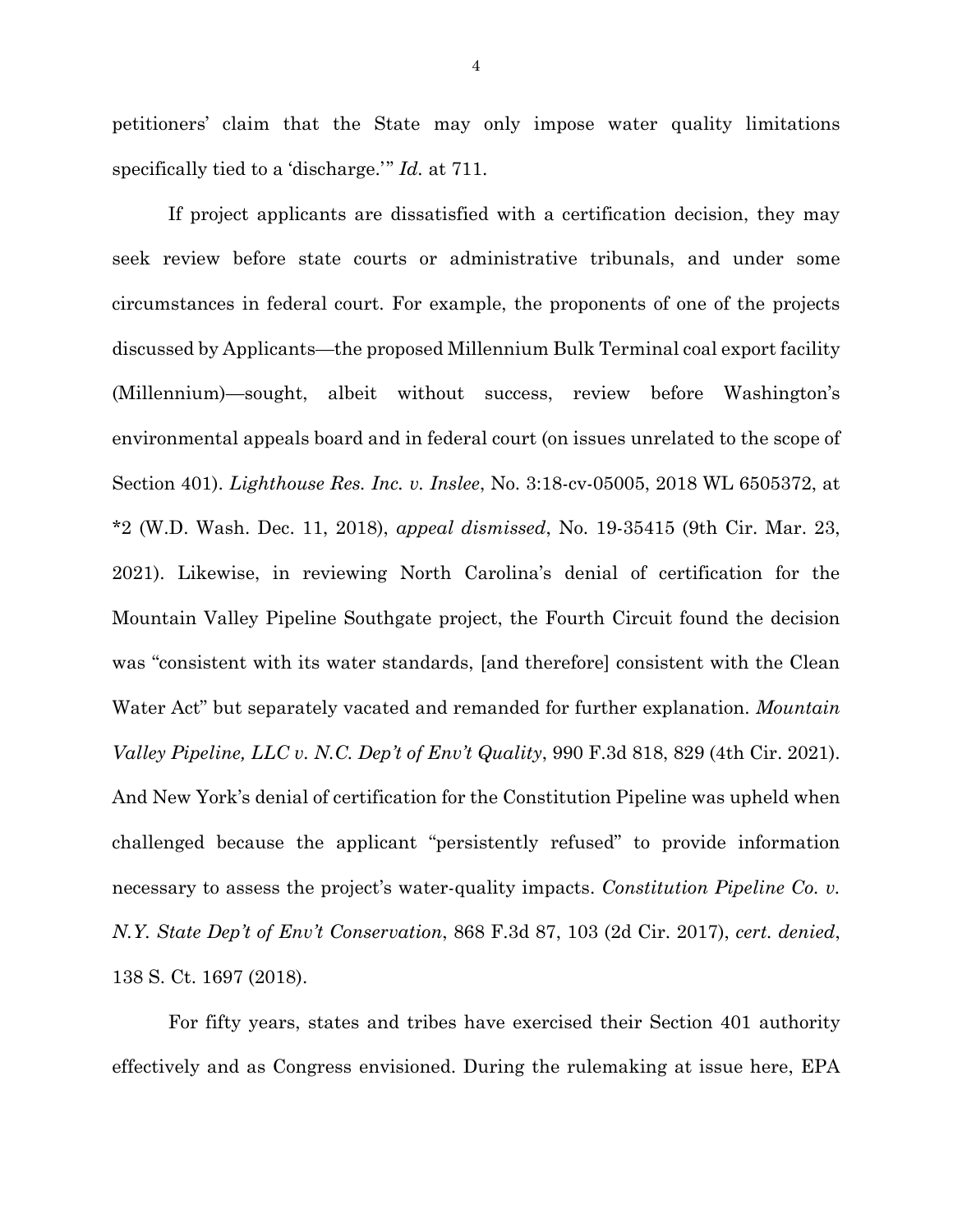petitioners' claim that the State may only impose water quality limitations specifically tied to a 'discharge.'" *Id.* at 711.

If project applicants are dissatisfied with a certification decision, they may seek review before state courts or administrative tribunals, and under some circumstances in federal court. For example, the proponents of one of the projects discussed by Applicants—the proposed Millennium Bulk Terminal coal export facility (Millennium)—sought, albeit without success, review before Washington's environmental appeals board and in federal court (on issues unrelated to the scope of Section 401). *Lighthouse Res. Inc. v. Inslee*, No. 3:18-cv-05005, 2018 WL 6505372, at *2 (W.D. Wash. Dec. 11, 2018), *appeal dismissed*, No. 19-35415 (9th Cir. Mar. 23, 2021). Likewise, in reviewing North Carolina's denial of certification for the Mountain Valley Pipeline Southgate project, the Fourth Circuit found the decision was "consistent with its water standards, [and therefore] consistent with the Clean Water Act" but separately vacated and remanded for further explanation. *Mountain Valley Pipeline, LLC v. N.C. Dep't of Env't Quality*, 990 F.3d 818, 829 (4th Cir. 2021). And New York's denial of certification for the Constitution Pipeline was upheld when challenged because the applicant "persistently refused" to provide information necessary to assess the project's water-quality impacts. *Constitution Pipeline Co. v. N.Y. State Dep't of Env't Conservation*, 868 F.3d 87, 103 (2d Cir. 2017), *cert. denied*, 138 S. Ct. 1697 (2018).

For fifty years, states and tribes have exercised their Section 401 authority effectively and as Congress envisioned. During the rulemaking at issue here, EPA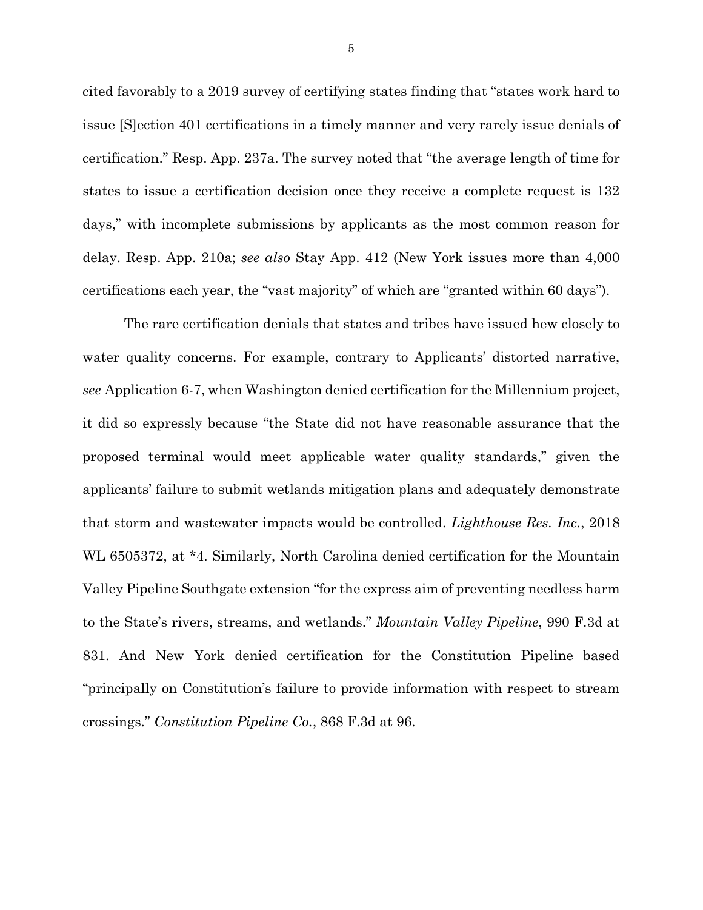cited favorably to a 2019 survey of certifying states finding that "states work hard to issue [S]ection 401 certifications in a timely manner and very rarely issue denials of certification." Resp. App. 237a. The survey noted that "the average length of time for states to issue a certification decision once they receive a complete request is 132 days," with incomplete submissions by applicants as the most common reason for delay. Resp. App. 210a; *see also* Stay App. 412 (New York issues more than 4,000 certifications each year, the "vast majority" of which are "granted within 60 days").

The rare certification denials that states and tribes have issued hew closely to water quality concerns. For example, contrary to Applicants' distorted narrative, *see* Application 6-7, when Washington denied certification for the Millennium project, it did so expressly because "the State did not have reasonable assurance that the proposed terminal would meet applicable water quality standards," given the applicants' failure to submit wetlands mitigation plans and adequately demonstrate that storm and wastewater impacts would be controlled. *Lighthouse Res. Inc.*, 2018 WL 6505372, at *4. Similarly, North Carolina denied certification for the Mountain Valley Pipeline Southgate extension "for the express aim of preventing needless harm to the State's rivers, streams, and wetlands." *Mountain Valley Pipeline*, 990 F.3d at 831. And New York denied certification for the Constitution Pipeline based "principally on Constitution's failure to provide information with respect to stream crossings." *Constitution Pipeline Co.*, 868 F.3d at 96.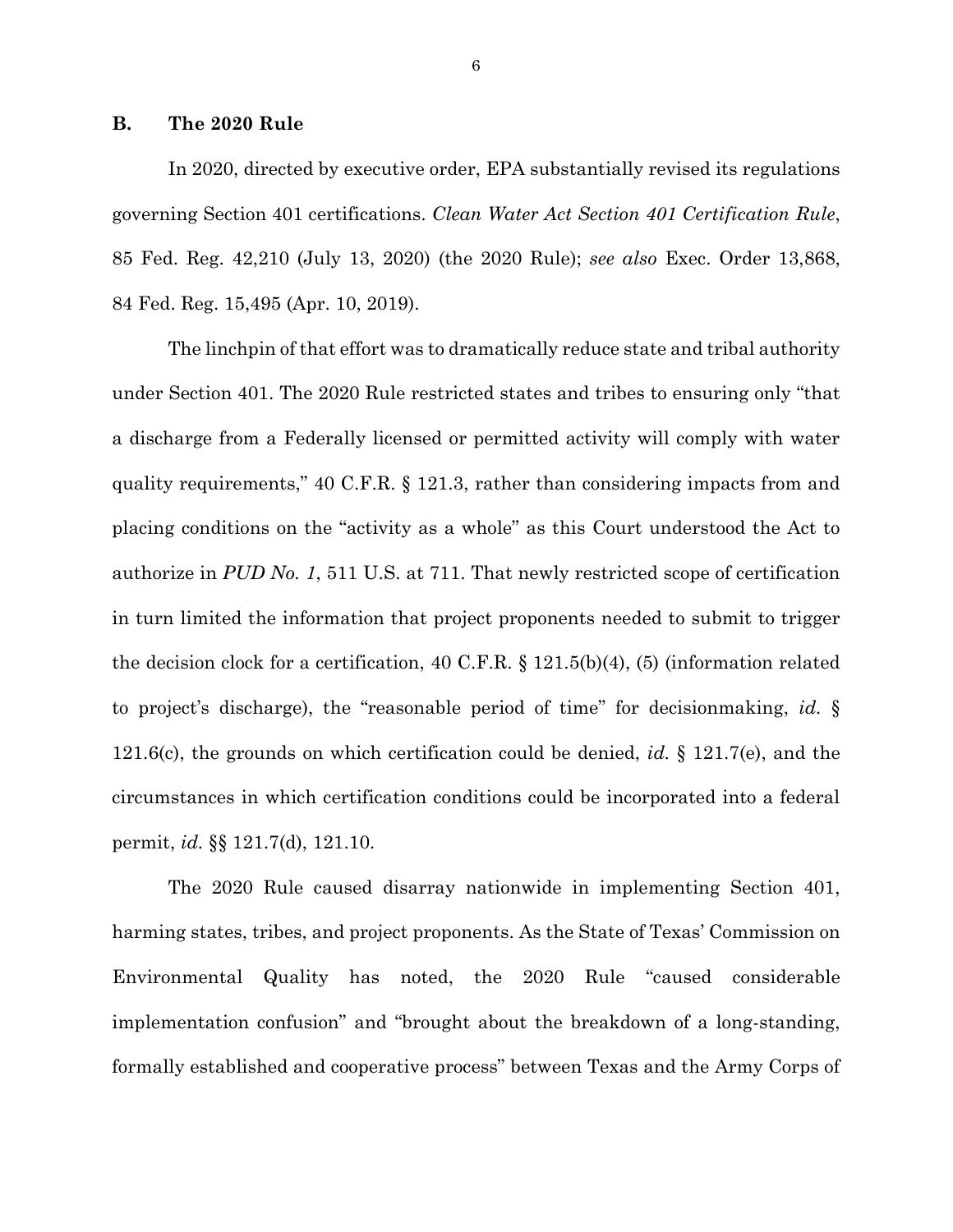### B. The 2020 Rule

In 2020, directed by executive order, EPA substantially revised its regulations governing Section 401 certifications. *Clean Water Act Section 401 Certification Rule*, 85 Fed. Reg. 42,210 (July 13, 2020) (the 2020 Rule); *see also* Exec. Order 13,868, 84 Fed. Reg. 15,495 (Apr. 10, 2019).

The linchpin of that effort was to dramatically reduce state and tribal authority under Section 401. The 2020 Rule restricted states and tribes to ensuring only "that a discharge from a Federally licensed or permitted activity will comply with water quality requirements," 40 C.F.R. § 121.3, rather than considering impacts from and placing conditions on the "activity as a whole" as this Court understood the Act to authorize in *PUD No. 1*, 511 U.S. at 711. That newly restricted scope of certification in turn limited the information that project proponents needed to submit to trigger the decision clock for a certification, 40 C.F.R. § 121.5(b)(4), (5) (information related to project's discharge), the "reasonable period of time" for decisionmaking, *id.* § 121.6(c), the grounds on which certification could be denied, *id.* § 121.7(e), and the circumstances in which certification conditions could be incorporated into a federal permit, *id.* §§ 121.7(d), 121.10.

The 2020 Rule caused disarray nationwide in implementing Section 401, harming states, tribes, and project proponents. As the State of Texas' Commission on Environmental Quality has noted, the 2020 Rule "caused considerable implementation confusion" and "brought about the breakdown of a long-standing, formally established and cooperative process" between Texas and the Army Corps of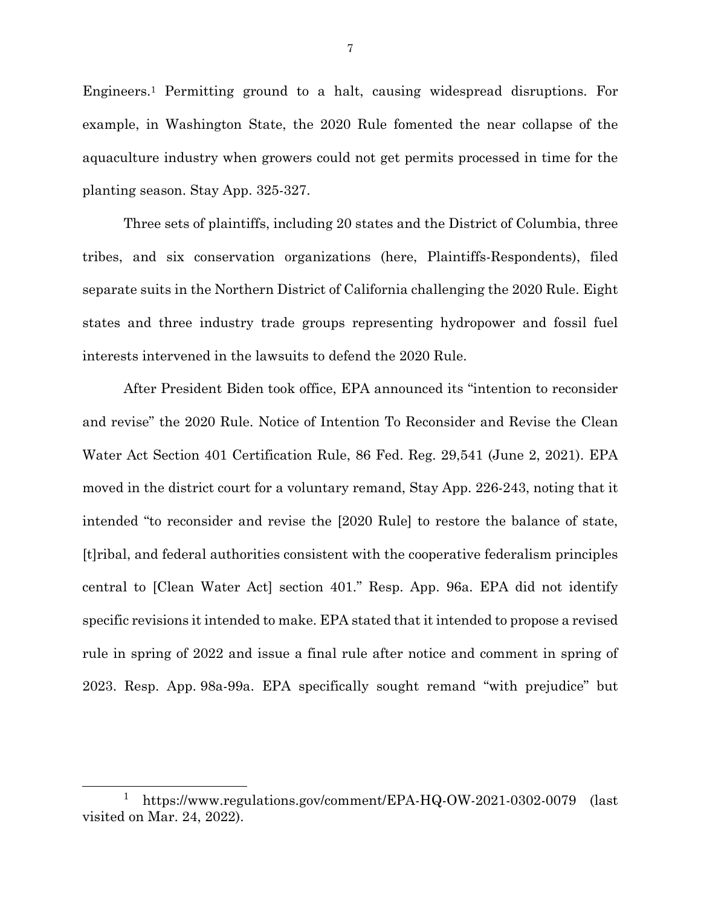Engineers.[1] Permitting ground to a halt, causing widespread disruptions. For example, in Washington State, the 2020 Rule fomented the near collapse of the aquaculture industry when growers could not get permits processed in time for the planting season. Stay App. 325-327.

Three sets of plaintiffs, including 20 states and the District of Columbia, three tribes, and six conservation organizations (here, Plaintiffs-Respondents), filed separate suits in the Northern District of California challenging the 2020 Rule. Eight states and three industry trade groups representing hydropower and fossil fuel interests intervened in the lawsuits to defend the 2020 Rule.

After President Biden took office, EPA announced its "intention to reconsider and revise" the 2020 Rule. Notice of Intention To Reconsider and Revise the Clean Water Act Section 401 Certification Rule, 86 Fed. Reg. 29,541 (June 2, 2021). EPA moved in the district court for a voluntary remand, Stay App. 226-243, noting that it intended "to reconsider and revise the [2020 Rule] to restore the balance of state, [t]ribal, and federal authorities consistent with the cooperative federalism principles central to [Clean Water Act] section 401." Resp. App. 96a. EPA did not identify specific revisions it intended to make. EPA stated that it intended to propose a revised rule in spring of 2022 and issue a final rule after notice and comment in spring of 2023. Resp. App. 98a-99a. EPA specifically sought remand "with prejudice" but

[1] https://www.regulations.gov/comment/EPA-HQ-OW-2021-0302-0079 (last visited on Mar. 24, 2022).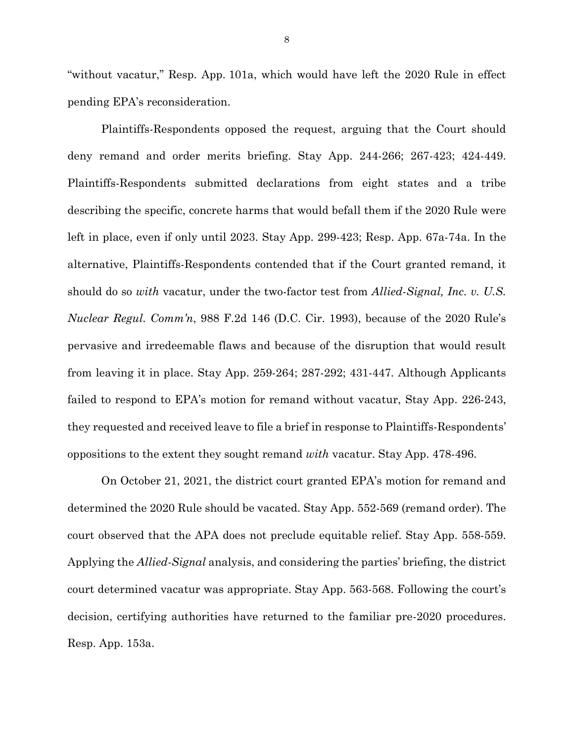"without vacatur," Resp. App. 101a, which would have left the 2020 Rule in effect pending EPA's reconsideration.

Plaintiffs-Respondents opposed the request, arguing that the Court should deny remand and order merits briefing. Stay App. 244-266; 267-423; 424-449. Plaintiffs-Respondents submitted declarations from eight states and a tribe describing the specific, concrete harms that would befall them if the 2020 Rule were left in place, even if only until 2023. Stay App. 299-423; Resp. App. 67a-74a. In the alternative, Plaintiffs-Respondents contended that if the Court granted remand, it should do so *with* vacatur, under the two-factor test from *Allied-Signal, Inc. v. U.S. Nuclear Regul. Comm'n*, 988 F.2d 146 (D.C. Cir. 1993), because of the 2020 Rule's pervasive and irredeemable flaws and because of the disruption that would result from leaving it in place. Stay App. 259-264; 287-292; 431-447. Although Applicants failed to respond to EPA's motion for remand without vacatur, Stay App. 226-243, they requested and received leave to file a brief in response to Plaintiffs-Respondents' oppositions to the extent they sought remand *with* vacatur. Stay App. 478-496.

On October 21, 2021, the district court granted EPA's motion for remand and determined the 2020 Rule should be vacated. Stay App. 552-569 (remand order). The court observed that the APA does not preclude equitable relief. Stay App. 558-559. Applying the *Allied-Signal* analysis, and considering the parties' briefing, the district court determined vacatur was appropriate. Stay App. 563-568. Following the court's decision, certifying authorities have returned to the familiar pre-2020 procedures. Resp. App. 153a.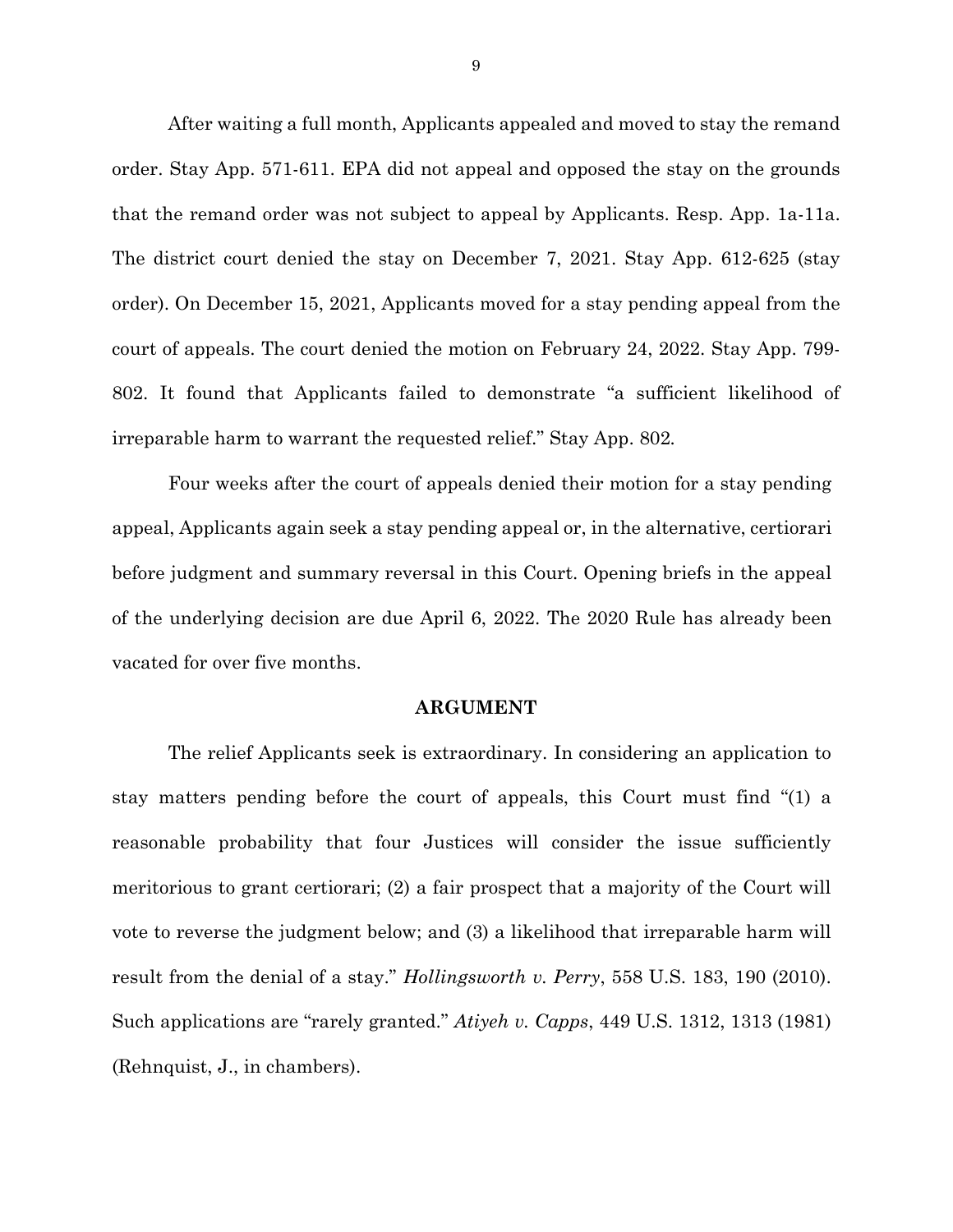After waiting a full month, Applicants appealed and moved to stay the remand order. Stay App. 571-611. EPA did not appeal and opposed the stay on the grounds that the remand order was not subject to appeal by Applicants. Resp. App. 1a-11a. The district court denied the stay on December 7, 2021. Stay App. 612-625 (stay order). On December 15, 2021, Applicants moved for a stay pending appeal from the court of appeals. The court denied the motion on February 24, 2022. Stay App. 799-802. It found that Applicants failed to demonstrate "a sufficient likelihood of irreparable harm to warrant the requested relief." Stay App. 802.

Four weeks after the court of appeals denied their motion for a stay pending appeal, Applicants again seek a stay pending appeal or, in the alternative, certiorari before judgment and summary reversal in this Court. Opening briefs in the appeal of the underlying decision are due April 6, 2022. The 2020 Rule has already been vacated for over five months.

## ARGUMENT

The relief Applicants seek is extraordinary. In considering an application to stay matters pending before the court of appeals, this Court must find "(1) a reasonable probability that four Justices will consider the issue sufficiently meritorious to grant certiorari; (2) a fair prospect that a majority of the Court will vote to reverse the judgment below; and (3) a likelihood that irreparable harm will result from the denial of a stay." *Hollingsworth v. Perry*, 558 U.S. 183, 190 (2010). Such applications are "rarely granted." *Atiyeh v. Capps*, 449 U.S. 1312, 1313 (1981) (Rehnquist, J., in chambers).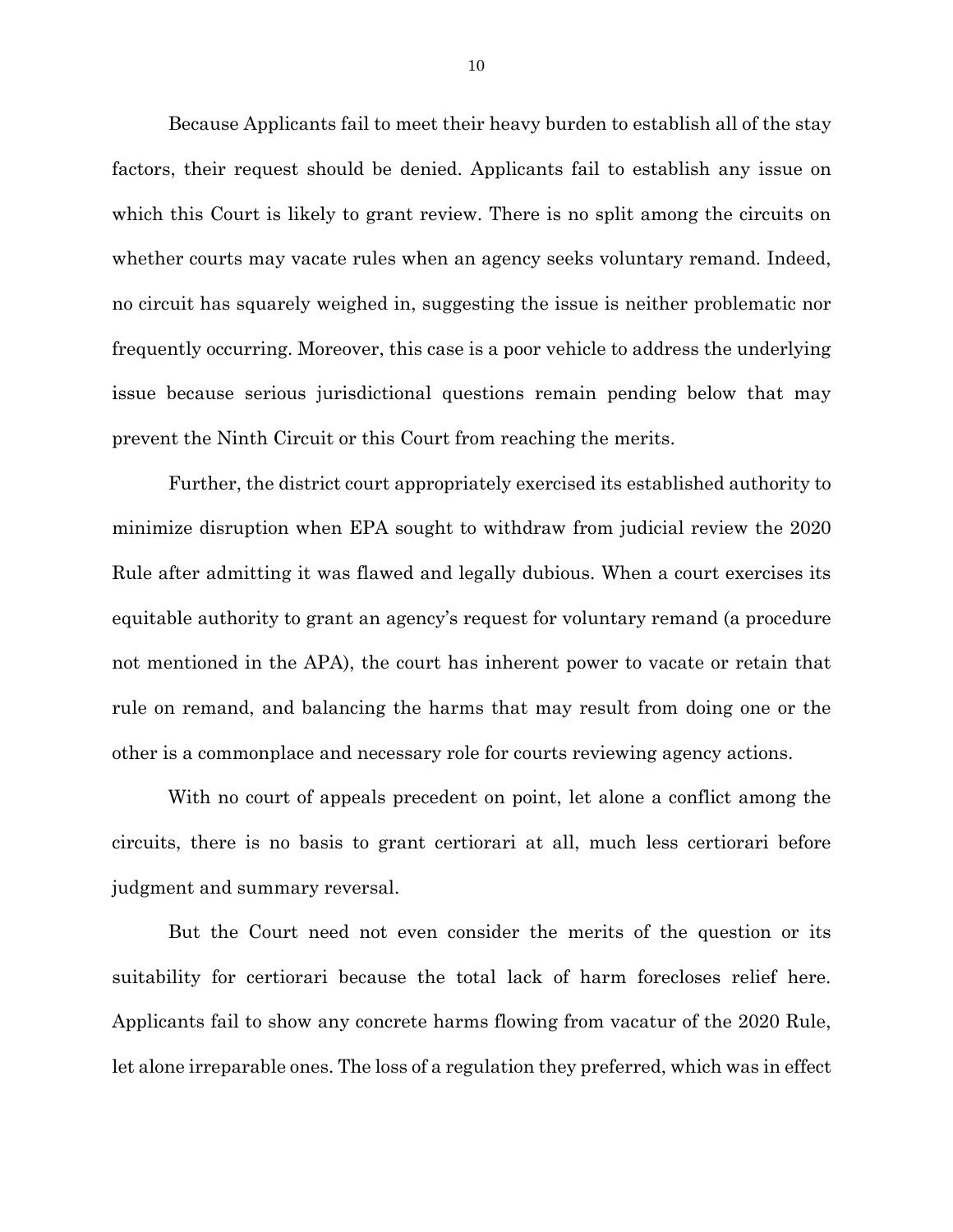Because Applicants fail to meet their heavy burden to establish all of the stay factors, their request should be denied. Applicants fail to establish any issue on which this Court is likely to grant review. There is no split among the circuits on whether courts may vacate rules when an agency seeks voluntary remand. Indeed, no circuit has squarely weighed in, suggesting the issue is neither problematic nor frequently occurring. Moreover, this case is a poor vehicle to address the underlying issue because serious jurisdictional questions remain pending below that may prevent the Ninth Circuit or this Court from reaching the merits.

Further, the district court appropriately exercised its established authority to minimize disruption when EPA sought to withdraw from judicial review the 2020 Rule after admitting it was flawed and legally dubious. When a court exercises its equitable authority to grant an agency's request for voluntary remand (a procedure not mentioned in the APA), the court has inherent power to vacate or retain that rule on remand, and balancing the harms that may result from doing one or the other is a commonplace and necessary role for courts reviewing agency actions.

With no court of appeals precedent on point, let alone a conflict among the circuits, there is no basis to grant certiorari at all, much less certiorari before judgment and summary reversal.

But the Court need not even consider the merits of the question or its suitability for certiorari because the total lack of harm forecloses relief here. Applicants fail to show any concrete harms flowing from vacatur of the 2020 Rule, let alone irreparable ones. The loss of a regulation they preferred, which was in effect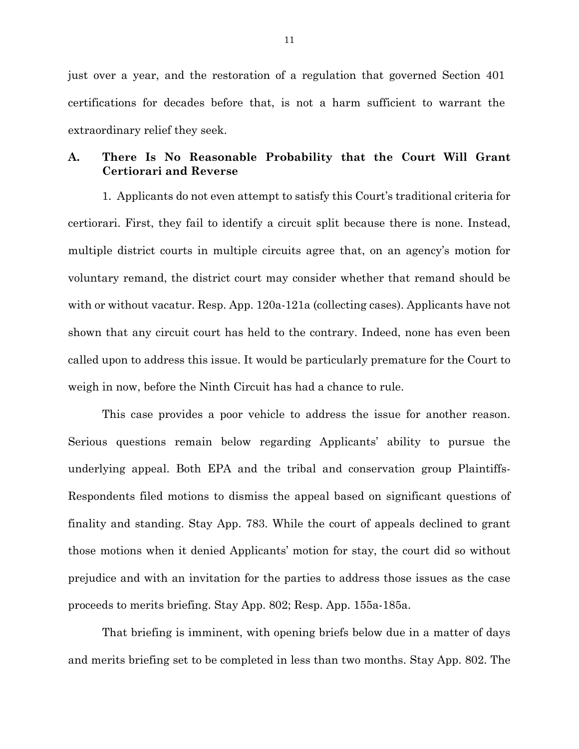just over a year, and the restoration of a regulation that governed Section 401 certifications for decades before that, is not a harm sufficient to warrant the extraordinary relief they seek.

### A. There Is No Reasonable Probability that the Court Will Grant Certiorari and Reverse

1. Applicants do not even attempt to satisfy this Court's traditional criteria for certiorari. First, they fail to identify a circuit split because there is none. Instead, multiple district courts in multiple circuits agree that, on an agency's motion for voluntary remand, the district court may consider whether that remand should be with or without vacatur. Resp. App. 120a-121a (collecting cases). Applicants have not shown that any circuit court has held to the contrary. Indeed, none has even been called upon to address this issue. It would be particularly premature for the Court to weigh in now, before the Ninth Circuit has had a chance to rule.

This case provides a poor vehicle to address the issue for another reason. Serious questions remain below regarding Applicants' ability to pursue the underlying appeal. Both EPA and the tribal and conservation group Plaintiffs-Respondents filed motions to dismiss the appeal based on significant questions of finality and standing. Stay App. 783. While the court of appeals declined to grant those motions when it denied Applicants' motion for stay, the court did so without prejudice and with an invitation for the parties to address those issues as the case proceeds to merits briefing. Stay App. 802; Resp. App. 155a-185a.

That briefing is imminent, with opening briefs below due in a matter of days and merits briefing set to be completed in less than two months. Stay App. 802. The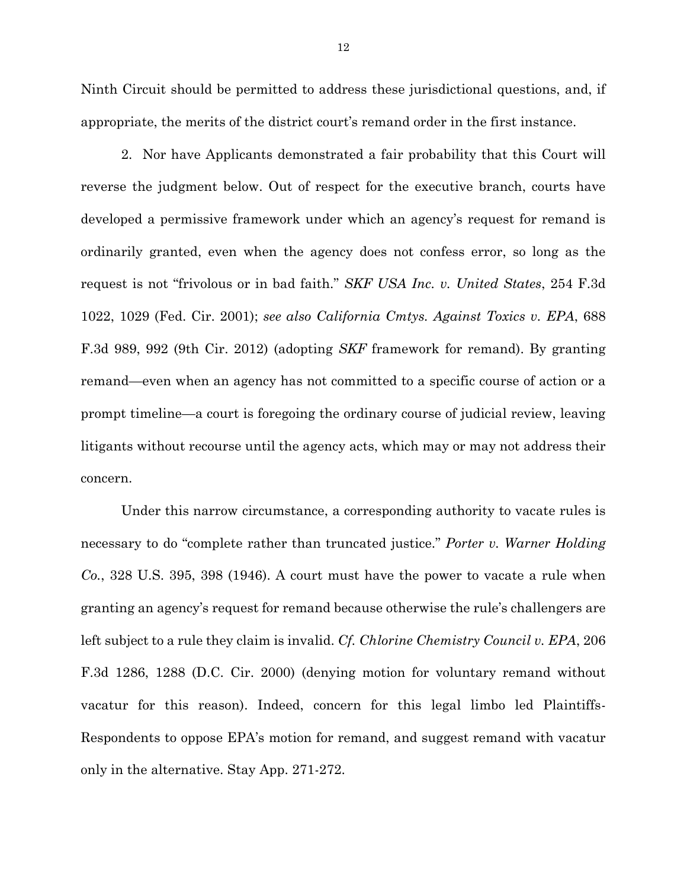Ninth Circuit should be permitted to address these jurisdictional questions, and, if appropriate, the merits of the district court's remand order in the first instance.

2. Nor have Applicants demonstrated a fair probability that this Court will reverse the judgment below. Out of respect for the executive branch, courts have developed a permissive framework under which an agency's request for remand is ordinarily granted, even when the agency does not confess error, so long as the request is not "frivolous or in bad faith." *SKF USA Inc. v. United States*, 254 F.3d 1022, 1029 (Fed. Cir. 2001); *see also California Cmtys. Against Toxics v. EPA*, 688 F.3d 989, 992 (9th Cir. 2012) (adopting *SKF* framework for remand). By granting remand—even when an agency has not committed to a specific course of action or a prompt timeline—a court is foregoing the ordinary course of judicial review, leaving litigants without recourse until the agency acts, which may or may not address their concern.

Under this narrow circumstance, a corresponding authority to vacate rules is necessary to do "complete rather than truncated justice." *Porter v. Warner Holding Co.*, 328 U.S. 395, 398 (1946). A court must have the power to vacate a rule when granting an agency's request for remand because otherwise the rule's challengers are left subject to a rule they claim is invalid. *Cf. Chlorine Chemistry Council v. EPA*, 206 F.3d 1286, 1288 (D.C. Cir. 2000) (denying motion for voluntary remand without vacatur for this reason). Indeed, concern for this legal limbo led Plaintiffs-Respondents to oppose EPA's motion for remand, and suggest remand with vacatur only in the alternative. Stay App. 271-272.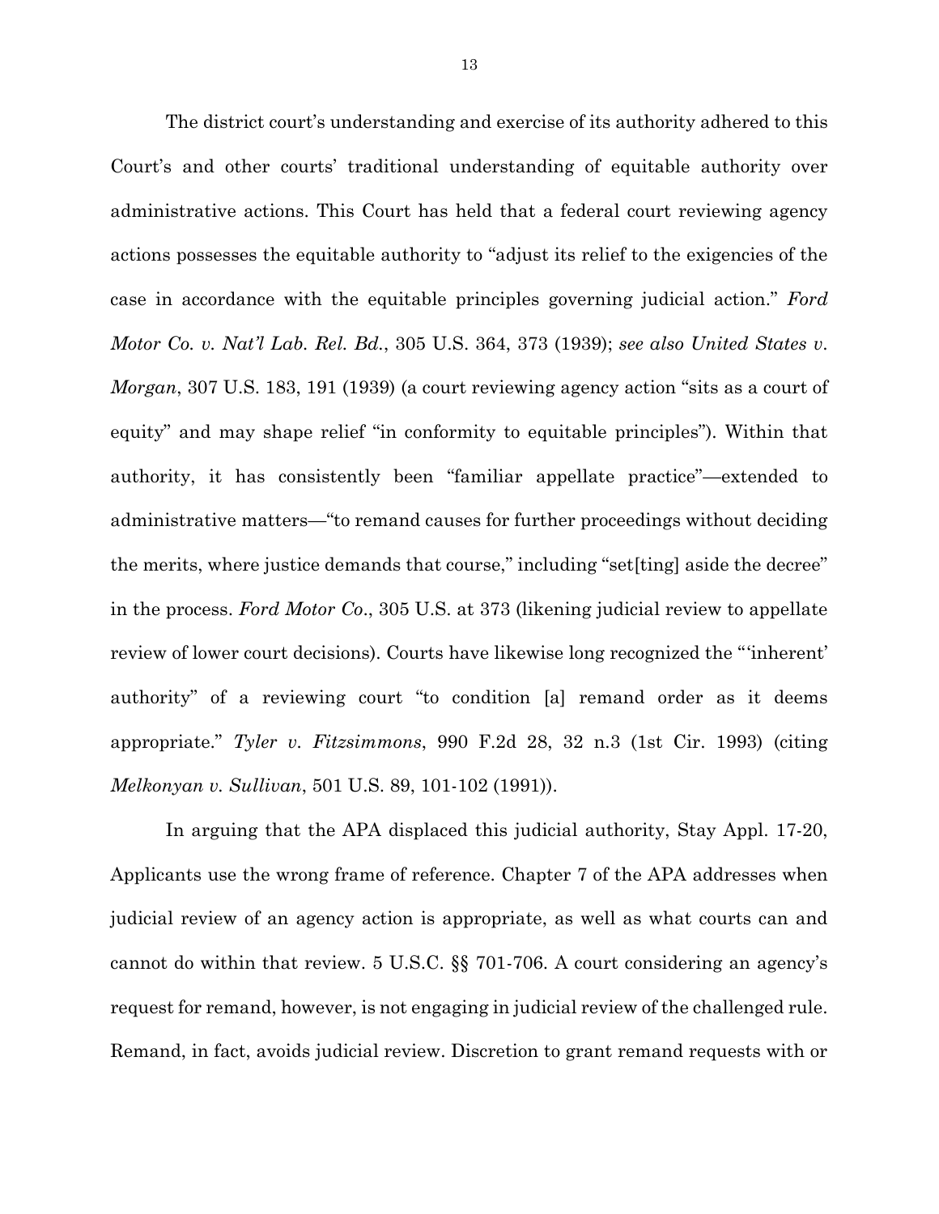The district court's understanding and exercise of its authority adhered to this Court's and other courts' traditional understanding of equitable authority over administrative actions. This Court has held that a federal court reviewing agency actions possesses the equitable authority to "adjust its relief to the exigencies of the case in accordance with the equitable principles governing judicial action." *Ford Motor Co. v. Nat'l Lab. Rel. Bd.*, 305 U.S. 364, 373 (1939); *see also United States v. Morgan*, 307 U.S. 183, 191 (1939) (a court reviewing agency action "sits as a court of equity" and may shape relief "in conformity to equitable principles"). Within that authority, it has consistently been "familiar appellate practice"—extended to administrative matters—"to remand causes for further proceedings without deciding the merits, where justice demands that course," including "set[ting] aside the decree" in the process. *Ford Motor Co.*, 305 U.S. at 373 (likening judicial review to appellate review of lower court decisions). Courts have likewise long recognized the "'inherent' authority" of a reviewing court "to condition [a] remand order as it deems appropriate." *Tyler v. Fitzsimmons*, 990 F.2d 28, 32 n.3 (1st Cir. 1993) (citing *Melkonyan v. Sullivan*, 501 U.S. 89, 101-102 (1991)).

In arguing that the APA displaced this judicial authority, Stay Appl. 17-20, Applicants use the wrong frame of reference. Chapter 7 of the APA addresses when judicial review of an agency action is appropriate, as well as what courts can and cannot do within that review. 5 U.S.C. §§ 701-706. A court considering an agency's request for remand, however, is not engaging in judicial review of the challenged rule. Remand, in fact, avoids judicial review. Discretion to grant remand requests with or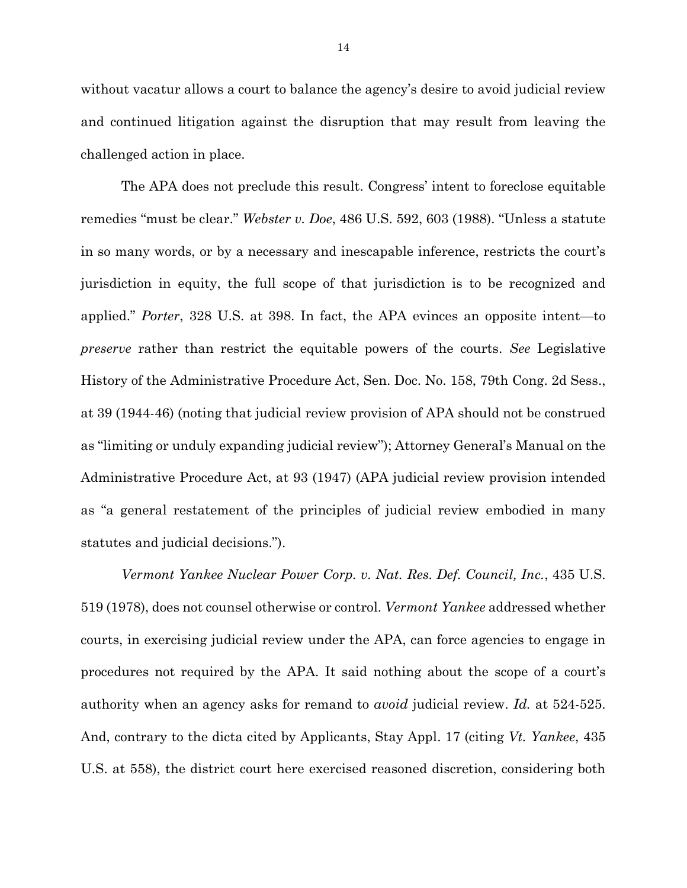without vacatur allows a court to balance the agency's desire to avoid judicial review and continued litigation against the disruption that may result from leaving the challenged action in place.

The APA does not preclude this result. Congress' intent to foreclose equitable remedies "must be clear." *Webster v. Doe*, 486 U.S. 592, 603 (1988). "Unless a statute in so many words, or by a necessary and inescapable inference, restricts the court's jurisdiction in equity, the full scope of that jurisdiction is to be recognized and applied." *Porter*, 328 U.S. at 398. In fact, the APA evinces an opposite intent—to *preserve* rather than restrict the equitable powers of the courts. *See* Legislative History of the Administrative Procedure Act, Sen. Doc. No. 158, 79th Cong. 2d Sess., at 39 (1944-46) (noting that judicial review provision of APA should not be construed as "limiting or unduly expanding judicial review"); Attorney General's Manual on the Administrative Procedure Act, at 93 (1947) (APA judicial review provision intended as "a general restatement of the principles of judicial review embodied in many statutes and judicial decisions.").

*Vermont Yankee Nuclear Power Corp. v. Nat. Res. Def. Council, Inc.*, 435 U.S. 519 (1978), does not counsel otherwise or control. *Vermont Yankee* addressed whether courts, in exercising judicial review under the APA, can force agencies to engage in procedures not required by the APA. It said nothing about the scope of a court's authority when an agency asks for remand to *avoid* judicial review. *Id.* at 524-525. And, contrary to the dicta cited by Applicants, Stay Appl. 17 (citing *Vt. Yankee*, 435 U.S. at 558), the district court here exercised reasoned discretion, considering both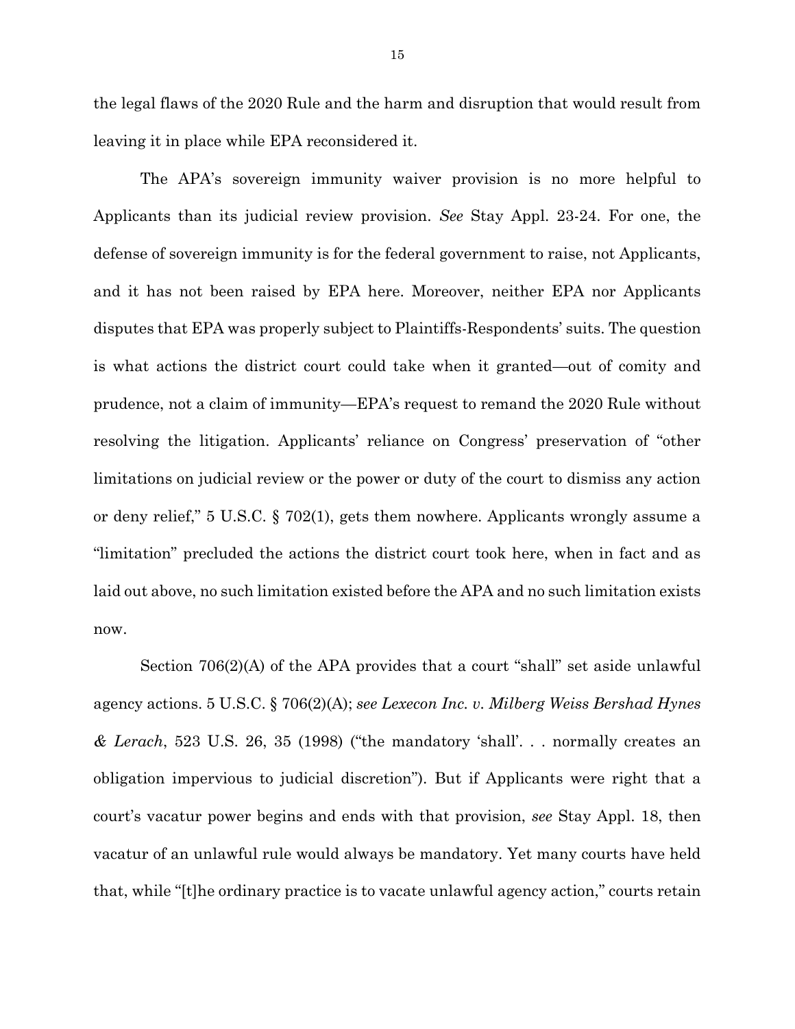the legal flaws of the 2020 Rule and the harm and disruption that would result from leaving it in place while EPA reconsidered it.

The APA's sovereign immunity waiver provision is no more helpful to Applicants than its judicial review provision. *See* Stay Appl. 23-24. For one, the defense of sovereign immunity is for the federal government to raise, not Applicants, and it has not been raised by EPA here. Moreover, neither EPA nor Applicants disputes that EPA was properly subject to Plaintiffs-Respondents' suits. The question is what actions the district court could take when it granted—out of comity and prudence, not a claim of immunity—EPA's request to remand the 2020 Rule without resolving the litigation. Applicants' reliance on Congress' preservation of "other limitations on judicial review or the power or duty of the court to dismiss any action or deny relief," 5 U.S.C. § 702(1), gets them nowhere. Applicants wrongly assume a "limitation" precluded the actions the district court took here, when in fact and as laid out above, no such limitation existed before the APA and no such limitation exists now.

Section 706(2)(A) of the APA provides that a court "shall" set aside unlawful agency actions. 5 U.S.C. § 706(2)(A); *see Lexecon Inc. v. Milberg Weiss Bershad Hynes & Lerach*, 523 U.S. 26, 35 (1998) ("the mandatory 'shall'. . . normally creates an obligation impervious to judicial discretion"). But if Applicants were right that a court's vacatur power begins and ends with that provision, *see* Stay Appl. 18, then vacatur of an unlawful rule would always be mandatory. Yet many courts have held that, while "[t]he ordinary practice is to vacate unlawful agency action," courts retain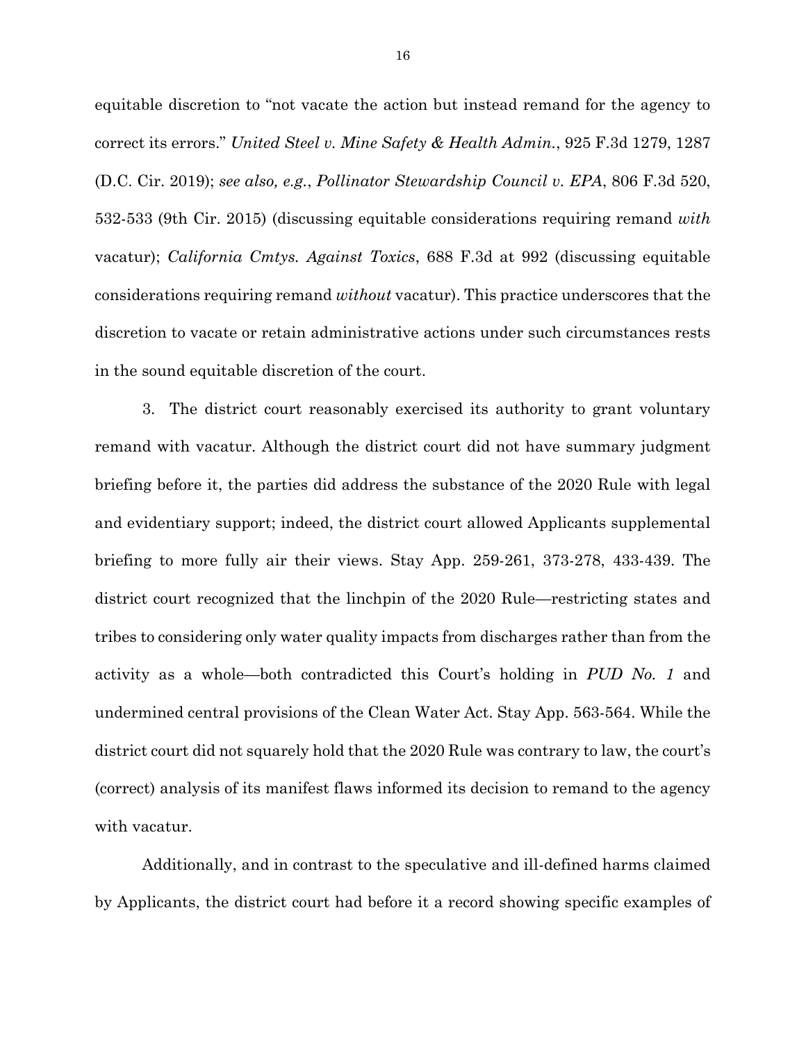equitable discretion to "not vacate the action but instead remand for the agency to correct its errors." *United Steel v. Mine Safety & Health Admin.*, 925 F.3d 1279, 1287 (D.C. Cir. 2019); *see also, e.g.*, *Pollinator Stewardship Council v. EPA*, 806 F.3d 520, 532-533 (9th Cir. 2015) (discussing equitable considerations requiring remand *with* vacatur); *California Cmtys. Against Toxics*, 688 F.3d at 992 (discussing equitable considerations requiring remand *without* vacatur). This practice underscores that the discretion to vacate or retain administrative actions under such circumstances rests in the sound equitable discretion of the court.

3. The district court reasonably exercised its authority to grant voluntary remand with vacatur. Although the district court did not have summary judgment briefing before it, the parties did address the substance of the 2020 Rule with legal and evidentiary support; indeed, the district court allowed Applicants supplemental briefing to more fully air their views. Stay App. 259-261, 373-278, 433-439. The district court recognized that the linchpin of the 2020 Rule—restricting states and tribes to considering only water quality impacts from discharges rather than from the activity as a whole—both contradicted this Court's holding in *PUD No. 1* and undermined central provisions of the Clean Water Act. Stay App. 563-564. While the district court did not squarely hold that the 2020 Rule was contrary to law, the court's (correct) analysis of its manifest flaws informed its decision to remand to the agency with vacatur.

Additionally, and in contrast to the speculative and ill-defined harms claimed by Applicants, the district court had before it a record showing specific examples of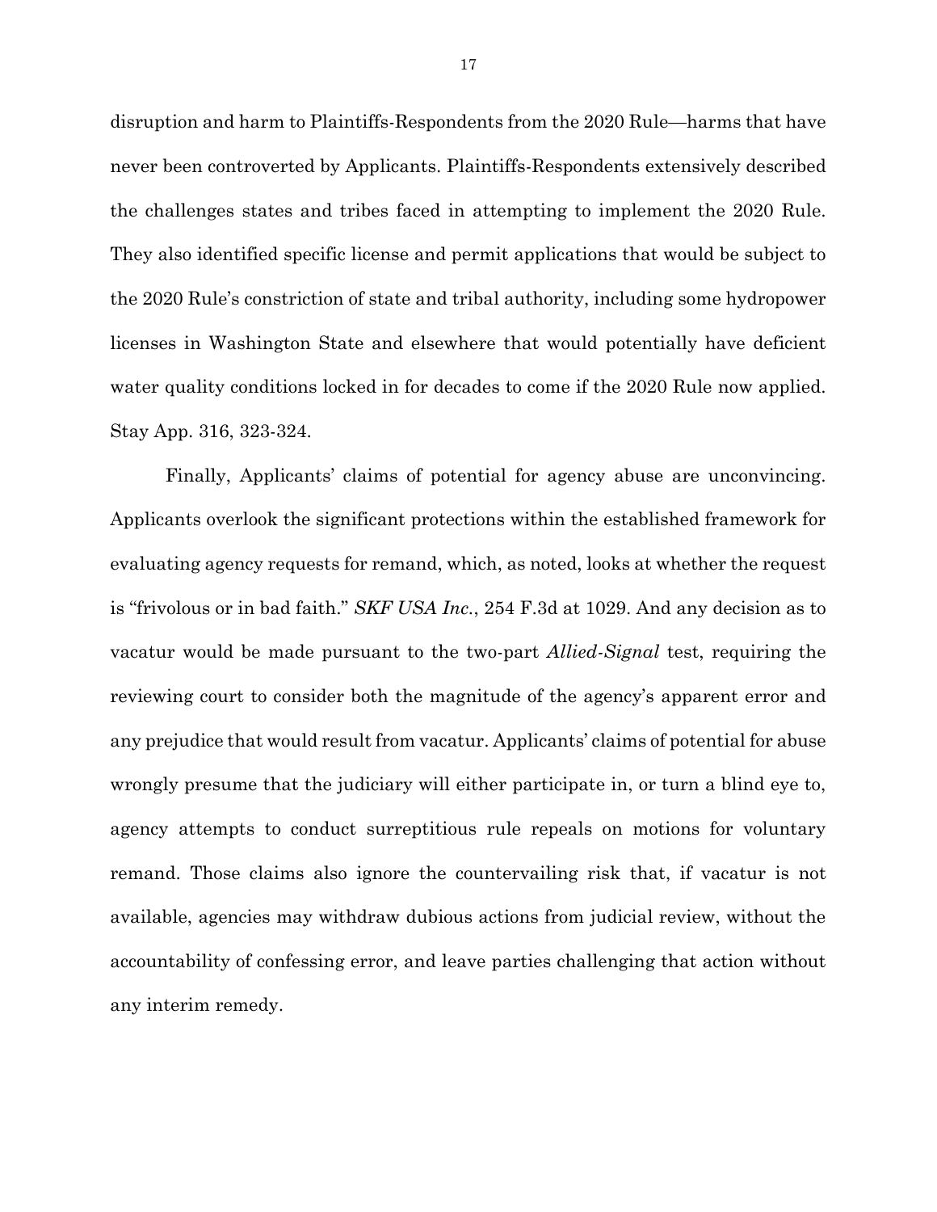disruption and harm to Plaintiffs-Respondents from the 2020 Rule—harms that have never been controverted by Applicants. Plaintiffs-Respondents extensively described the challenges states and tribes faced in attempting to implement the 2020 Rule. They also identified specific license and permit applications that would be subject to the 2020 Rule's constriction of state and tribal authority, including some hydropower licenses in Washington State and elsewhere that would potentially have deficient water quality conditions locked in for decades to come if the 2020 Rule now applied. Stay App. 316, 323-324.

Finally, Applicants' claims of potential for agency abuse are unconvincing. Applicants overlook the significant protections within the established framework for evaluating agency requests for remand, which, as noted, looks at whether the request is "frivolous or in bad faith." *SKF USA Inc.*, 254 F.3d at 1029. And any decision as to vacatur would be made pursuant to the two-part *Allied-Signal* test, requiring the reviewing court to consider both the magnitude of the agency's apparent error and any prejudice that would result from vacatur. Applicants' claims of potential for abuse wrongly presume that the judiciary will either participate in, or turn a blind eye to, agency attempts to conduct surreptitious rule repeals on motions for voluntary remand. Those claims also ignore the countervailing risk that, if vacatur is not available, agencies may withdraw dubious actions from judicial review, without the accountability of confessing error, and leave parties challenging that action without any interim remedy.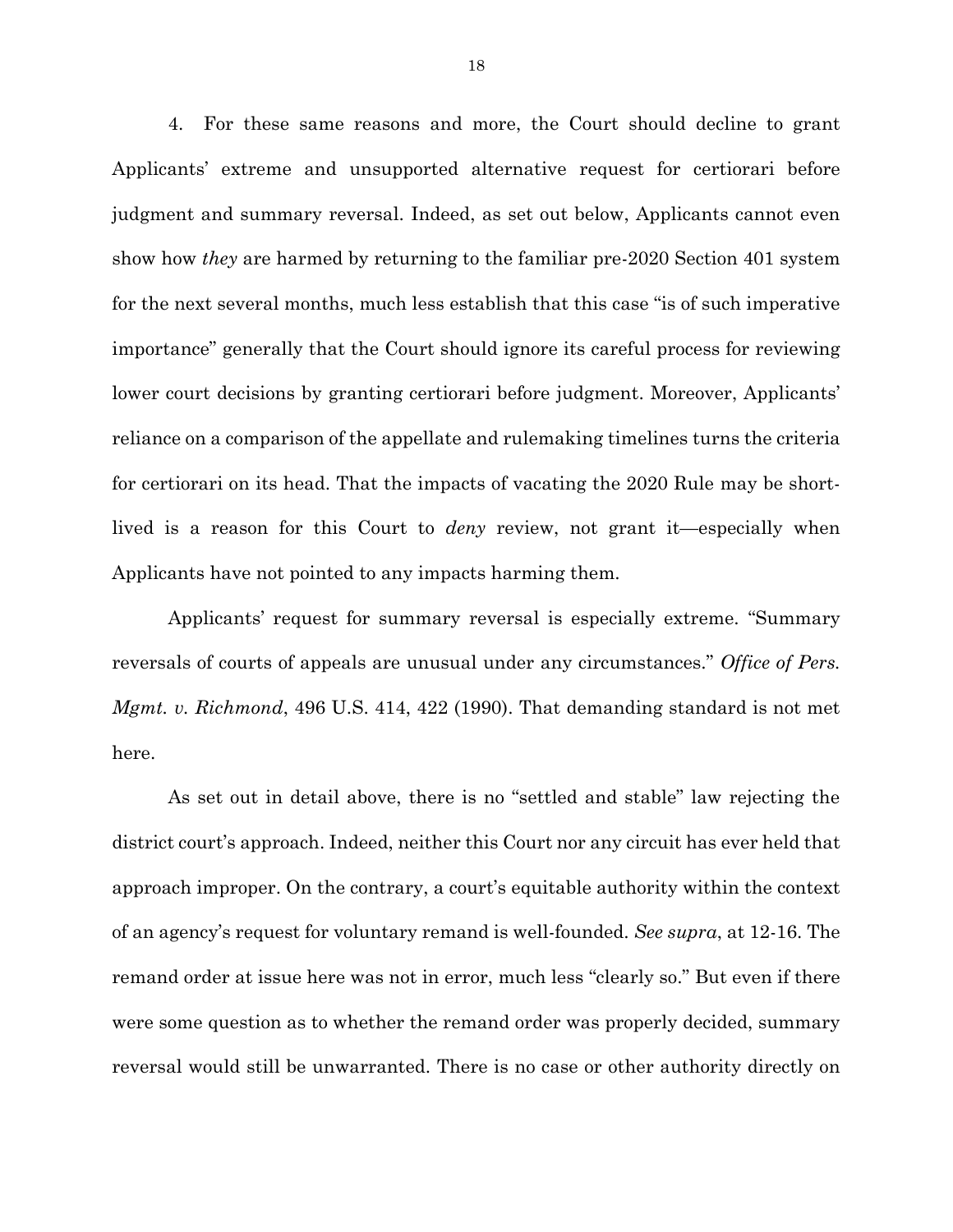4. For these same reasons and more, the Court should decline to grant Applicants' extreme and unsupported alternative request for certiorari before judgment and summary reversal. Indeed, as set out below, Applicants cannot even show how *they* are harmed by returning to the familiar pre-2020 Section 401 system for the next several months, much less establish that this case "is of such imperative importance" generally that the Court should ignore its careful process for reviewing lower court decisions by granting certiorari before judgment. Moreover, Applicants' reliance on a comparison of the appellate and rulemaking timelines turns the criteria for certiorari on its head. That the impacts of vacating the 2020 Rule may be short-lived is a reason for this Court to *deny* review, not grant it—especially when Applicants have not pointed to any impacts harming them.

Applicants' request for summary reversal is especially extreme. "Summary reversals of courts of appeals are unusual under any circumstances." *Office of Pers. Mgmt. v. Richmond*, 496 U.S. 414, 422 (1990). That demanding standard is not met here.

As set out in detail above, there is no "settled and stable" law rejecting the district court's approach. Indeed, neither this Court nor any circuit has ever held that approach improper. On the contrary, a court's equitable authority within the context of an agency's request for voluntary remand is well-founded. *See supra*, at 12-16. The remand order at issue here was not in error, much less "clearly so." But even if there were some question as to whether the remand order was properly decided, summary reversal would still be unwarranted. There is no case or other authority directly on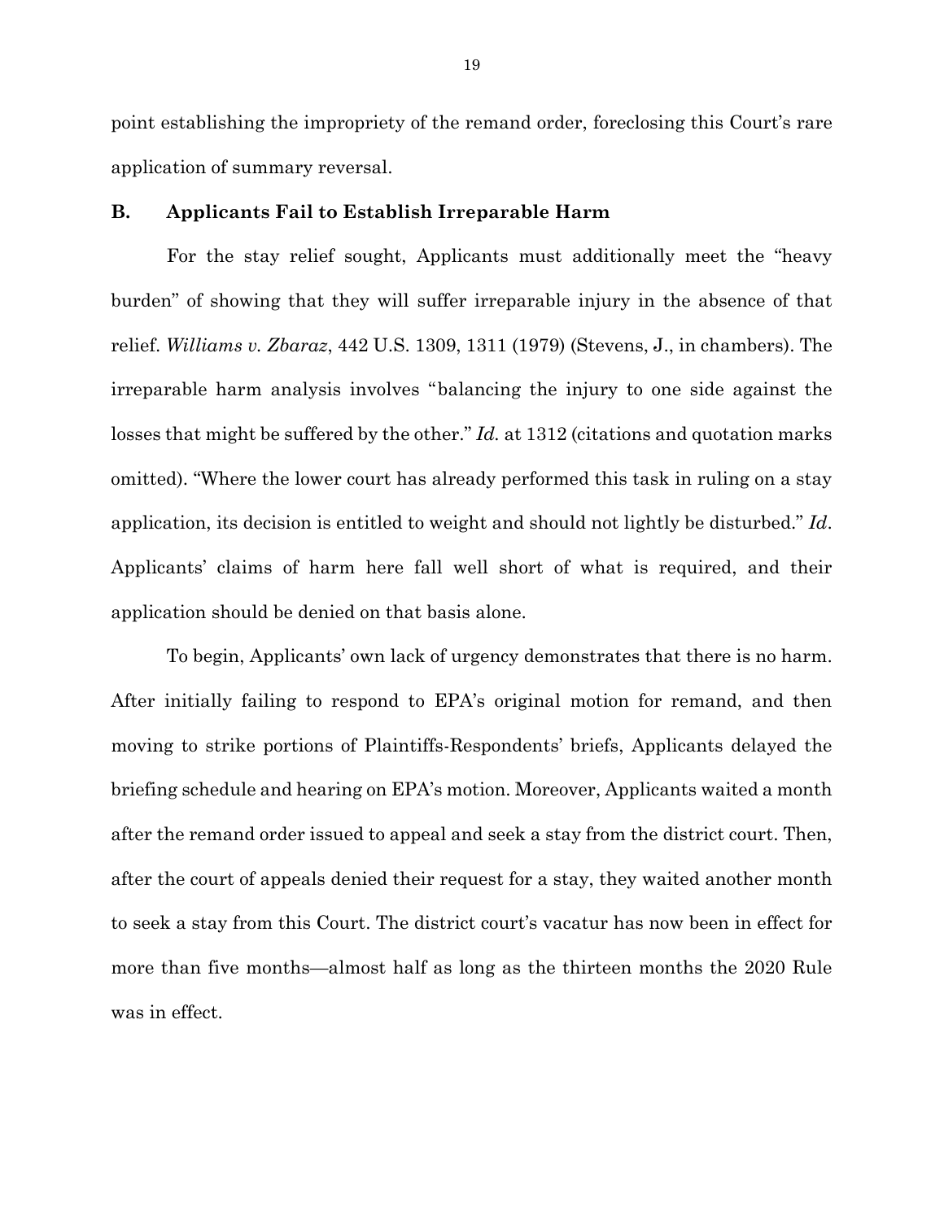point establishing the impropriety of the remand order, foreclosing this Court's rare application of summary reversal.

### B. Applicants Fail to Establish Irreparable Harm

For the stay relief sought, Applicants must additionally meet the "heavy burden" of showing that they will suffer irreparable injury in the absence of that relief. *Williams v. Zbaraz*, 442 U.S. 1309, 1311 (1979) (Stevens, J., in chambers). The irreparable harm analysis involves "balancing the injury to one side against the losses that might be suffered by the other." *Id.* at 1312 (citations and quotation marks omitted). "Where the lower court has already performed this task in ruling on a stay application, its decision is entitled to weight and should not lightly be disturbed." *Id*. Applicants' claims of harm here fall well short of what is required, and their application should be denied on that basis alone.

To begin, Applicants' own lack of urgency demonstrates that there is no harm. After initially failing to respond to EPA's original motion for remand, and then moving to strike portions of Plaintiffs-Respondents' briefs, Applicants delayed the briefing schedule and hearing on EPA's motion. Moreover, Applicants waited a month after the remand order issued to appeal and seek a stay from the district court. Then, after the court of appeals denied their request for a stay, they waited another month to seek a stay from this Court. The district court's vacatur has now been in effect for more than five months—almost half as long as the thirteen months the 2020 Rule was in effect.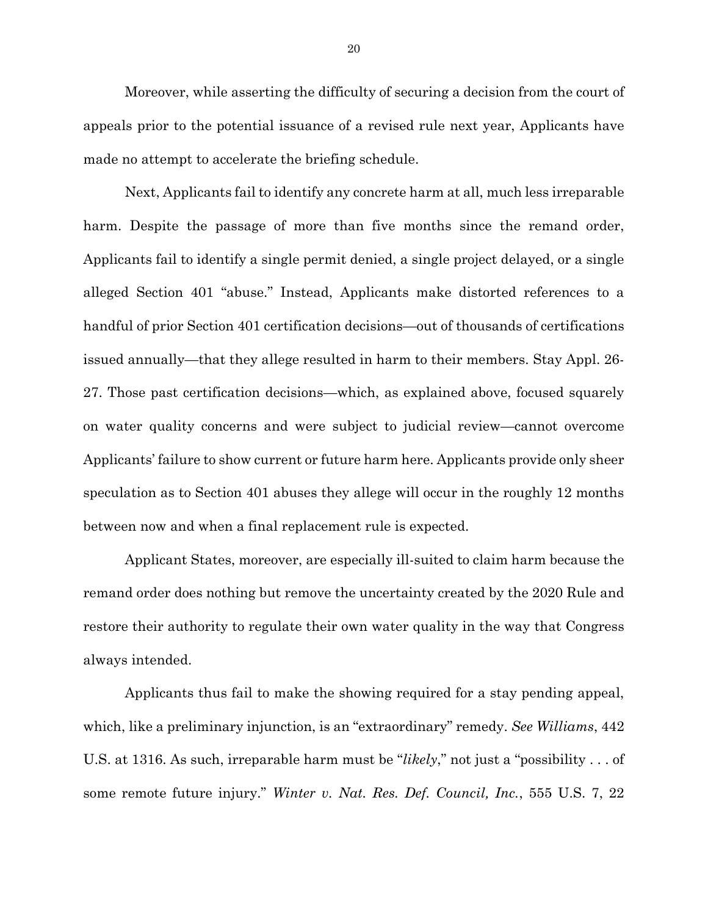Moreover, while asserting the difficulty of securing a decision from the court of appeals prior to the potential issuance of a revised rule next year, Applicants have made no attempt to accelerate the briefing schedule.

Next, Applicants fail to identify any concrete harm at all, much less irreparable harm. Despite the passage of more than five months since the remand order, Applicants fail to identify a single permit denied, a single project delayed, or a single alleged Section 401 "abuse." Instead, Applicants make distorted references to a handful of prior Section 401 certification decisions—out of thousands of certifications issued annually—that they allege resulted in harm to their members. Stay Appl. 26-27. Those past certification decisions—which, as explained above, focused squarely on water quality concerns and were subject to judicial review—cannot overcome Applicants' failure to show current or future harm here. Applicants provide only sheer speculation as to Section 401 abuses they allege will occur in the roughly 12 months between now and when a final replacement rule is expected.

Applicant States, moreover, are especially ill-suited to claim harm because the remand order does nothing but remove the uncertainty created by the 2020 Rule and restore their authority to regulate their own water quality in the way that Congress always intended.

Applicants thus fail to make the showing required for a stay pending appeal, which, like a preliminary injunction, is an "extraordinary" remedy. *See Williams*, 442 U.S. at 1316. As such, irreparable harm must be "*likely*," not just a "possibility . . . of some remote future injury." *Winter v. Nat. Res. Def. Council, Inc.*, 555 U.S. 7, 22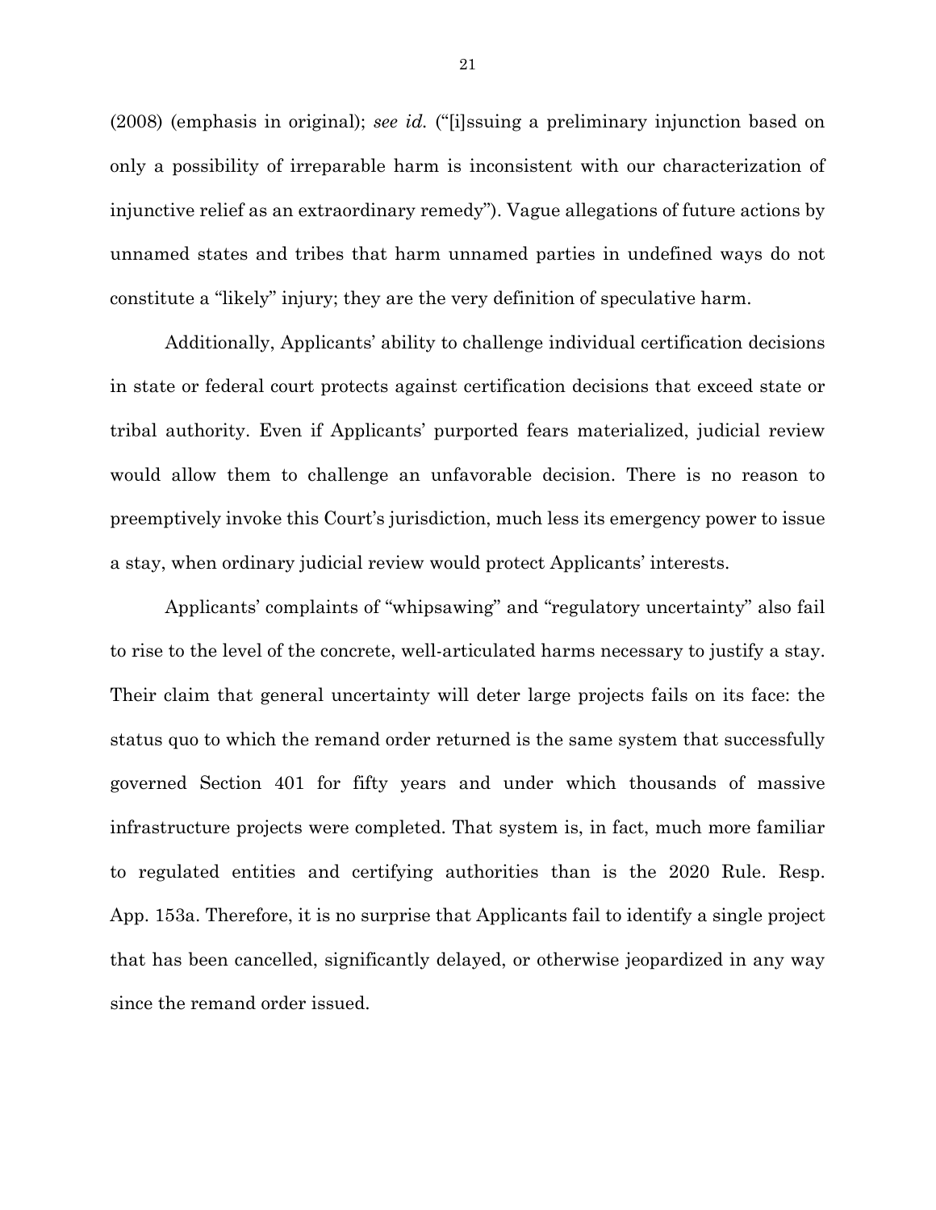(2008) (emphasis in original); *see id.* ("[i]ssuing a preliminary injunction based on only a possibility of irreparable harm is inconsistent with our characterization of injunctive relief as an extraordinary remedy"). Vague allegations of future actions by unnamed states and tribes that harm unnamed parties in undefined ways do not constitute a "likely" injury; they are the very definition of speculative harm.

Additionally, Applicants' ability to challenge individual certification decisions in state or federal court protects against certification decisions that exceed state or tribal authority. Even if Applicants' purported fears materialized, judicial review would allow them to challenge an unfavorable decision. There is no reason to preemptively invoke this Court's jurisdiction, much less its emergency power to issue a stay, when ordinary judicial review would protect Applicants' interests.

Applicants' complaints of "whipsawing" and "regulatory uncertainty" also fail to rise to the level of the concrete, well-articulated harms necessary to justify a stay. Their claim that general uncertainty will deter large projects fails on its face: the status quo to which the remand order returned is the same system that successfully governed Section 401 for fifty years and under which thousands of massive infrastructure projects were completed. That system is, in fact, much more familiar to regulated entities and certifying authorities than is the 2020 Rule. Resp. App. 153a. Therefore, it is no surprise that Applicants fail to identify a single project that has been cancelled, significantly delayed, or otherwise jeopardized in any way since the remand order issued.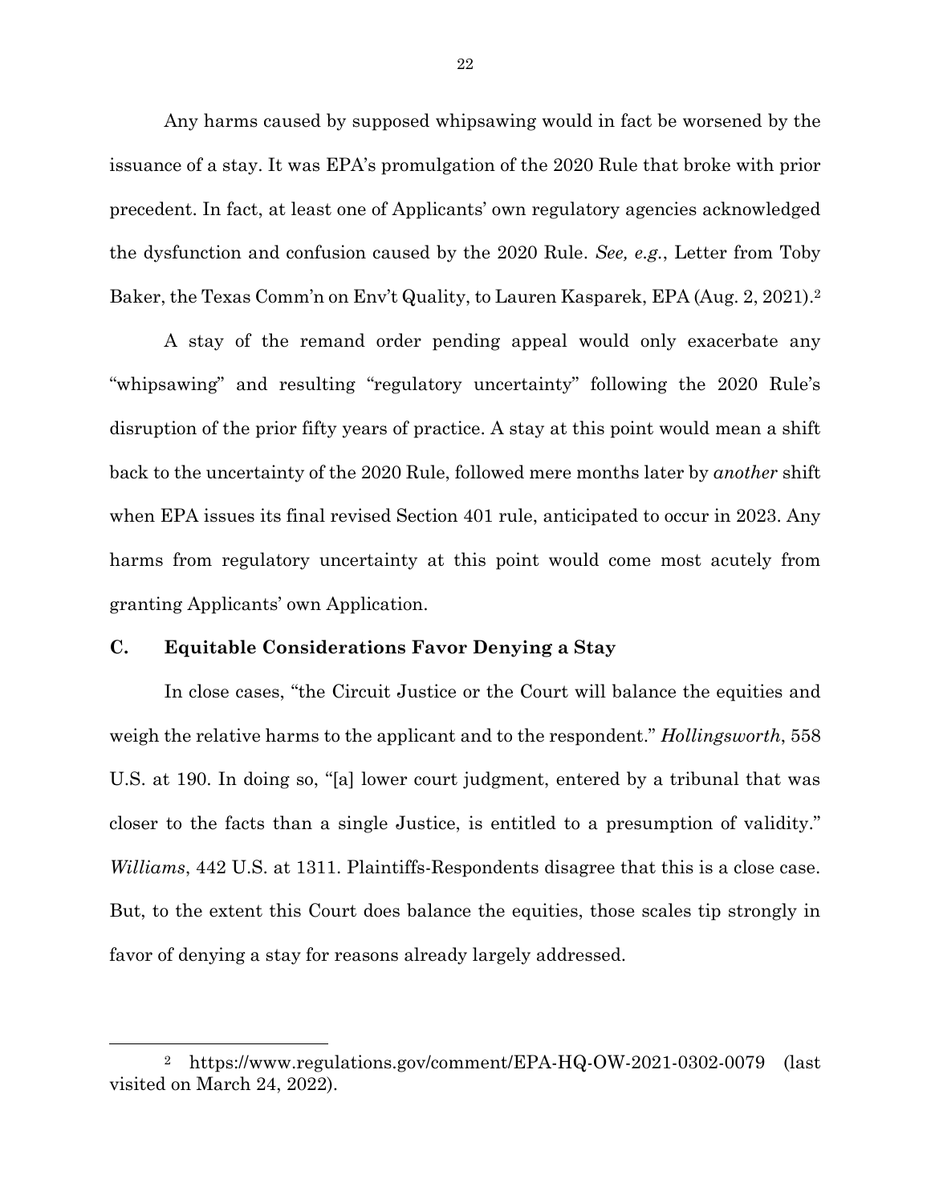Any harms caused by supposed whipsawing would in fact be worsened by the issuance of a stay. It was EPA's promulgation of the 2020 Rule that broke with prior precedent. In fact, at least one of Applicants' own regulatory agencies acknowledged the dysfunction and confusion caused by the 2020 Rule. *See, e.g.*, Letter from Toby Baker, the Texas Comm'n on Env't Quality, to Lauren Kasparek, EPA (Aug. 2, 2021).[2]

A stay of the remand order pending appeal would only exacerbate any "whipsawing" and resulting "regulatory uncertainty" following the 2020 Rule's disruption of the prior fifty years of practice. A stay at this point would mean a shift back to the uncertainty of the 2020 Rule, followed mere months later by *another* shift when EPA issues its final revised Section 401 rule, anticipated to occur in 2023. Any harms from regulatory uncertainty at this point would come most acutely from granting Applicants' own Application.

### C. Equitable Considerations Favor Denying a Stay

In close cases, "the Circuit Justice or the Court will balance the equities and weigh the relative harms to the applicant and to the respondent." *Hollingsworth*, 558 U.S. at 190. In doing so, "[a] lower court judgment, entered by a tribunal that was closer to the facts than a single Justice, is entitled to a presumption of validity." *Williams*, 442 U.S. at 1311. Plaintiffs-Respondents disagree that this is a close case. But, to the extent this Court does balance the equities, those scales tip strongly in favor of denying a stay for reasons already largely addressed.

---

[2] https://www.regulations.gov/comment/EPA-HQ-OW-2021-0302-0079 (last visited on March 24, 2022).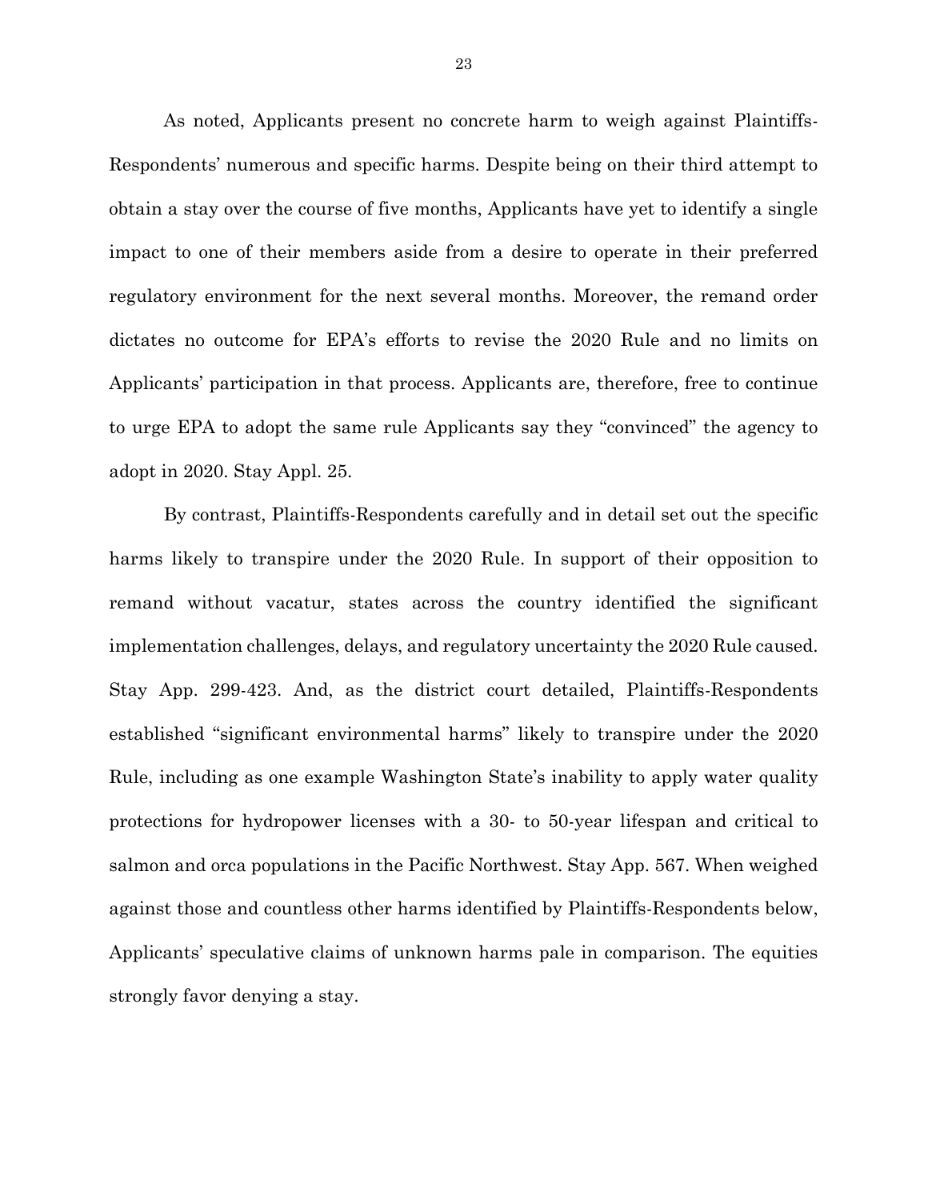As noted, Applicants present no concrete harm to weigh against Plaintiffs-Respondents' numerous and specific harms. Despite being on their third attempt to obtain a stay over the course of five months, Applicants have yet to identify a single impact to one of their members aside from a desire to operate in their preferred regulatory environment for the next several months. Moreover, the remand order dictates no outcome for EPA's efforts to revise the 2020 Rule and no limits on Applicants' participation in that process. Applicants are, therefore, free to continue to urge EPA to adopt the same rule Applicants say they "convinced" the agency to adopt in 2020. Stay Appl. 25.

By contrast, Plaintiffs-Respondents carefully and in detail set out the specific harms likely to transpire under the 2020 Rule. In support of their opposition to remand without vacatur, states across the country identified the significant implementation challenges, delays, and regulatory uncertainty the 2020 Rule caused. Stay App. 299-423. And, as the district court detailed, Plaintiffs-Respondents established "significant environmental harms" likely to transpire under the 2020 Rule, including as one example Washington State's inability to apply water quality protections for hydropower licenses with a 30- to 50-year lifespan and critical to salmon and orca populations in the Pacific Northwest. Stay App. 567. When weighed against those and countless other harms identified by Plaintiffs-Respondents below, Applicants' speculative claims of unknown harms pale in comparison. The equities strongly favor denying a stay.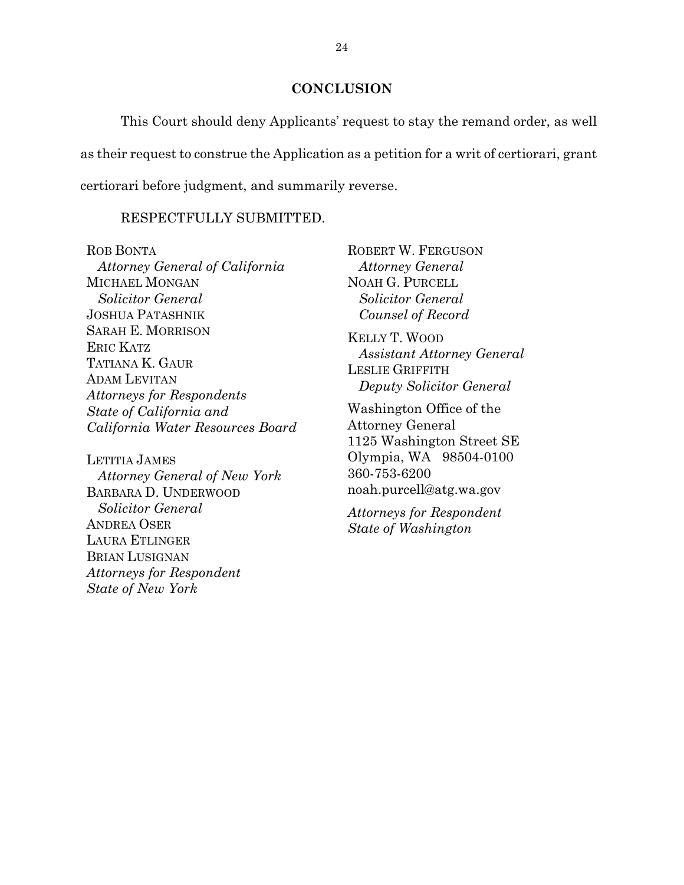## CONCLUSION

This Court should deny Applicants' request to stay the remand order, as well as their request to construe the Application as a petition for a writ of certiorari, grant certiorari before judgment, and summarily reverse.

RESPECTFULLY SUBMITTED.

ROB BONTA
*Attorney General of California*
MICHAEL MONGAN
*Solicitor General*
JOSHUA PATASHNIK
SARAH E. MORRISON
ERIC KATZ
TATIANA K. GAUR
ADAM LEVITAN
*Attorneys for Respondents State of California and California Water Resources Board*

LETITIA JAMES
*Attorney General of New York*
BARBARA D. UNDERWOOD
*Solicitor General*
ANDREA OSER
LAURA ETLINGER
BRIAN LUSIGNAN
*Attorneys for Respondent State of New York*

ROBERT W. FERGUSON
*Attorney General*
NOAH G. PURCELL
*Solicitor General*
*Counsel of Record*

KELLY T. WOOD
*Assistant Attorney General*
LESLIE GRIFFITH
*Deputy Solicitor General*

Washington Office of the Attorney General
1125 Washington Street SE
Olympia, WA 98504-0100
360-753-6200
noah.purcell@atg.wa.gov

*Attorneys for Respondent State of Washington*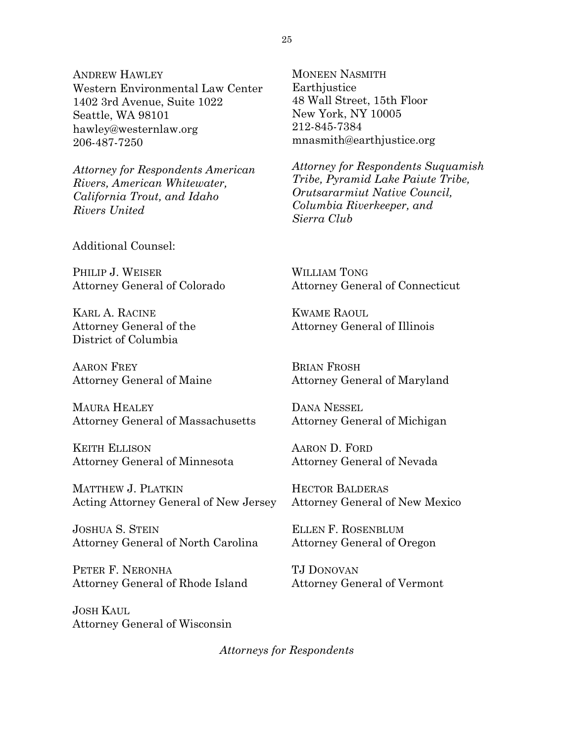ANDREW HAWLEY
Western Environmental Law Center
1402 3rd Avenue, Suite 1022
Seattle, WA 98101
hawley@westernlaw.org
206-487-7250

*Attorney for Respondents American Rivers, American Whitewater, California Trout, and Idaho Rivers United*

MONEEN NASMITH
Earthjustice
48 Wall Street, 15th Floor
New York, NY 10005
212-845-7384
mnasmith@earthjustice.org

*Attorney for Respondents Suquamish Tribe, Pyramid Lake Paiute Tribe, Orutsararmiut Native Council, Columbia Riverkeeper, and Sierra Club*

Additional Counsel:

PHILIP J. WEISER
Attorney General of Colorado

WILLIAM TONG
Attorney General of Connecticut

KARL A. RACINE
Attorney General of the District of Columbia

KWAME RAOUL
Attorney General of Illinois

AARON FREY
Attorney General of Maine

BRIAN FROSH
Attorney General of Maryland

MAURA HEALEY
Attorney General of Massachusetts

DANA NESSEL
Attorney General of Michigan

KEITH ELLISON
Attorney General of Minnesota

AARON D. FORD
Attorney General of Nevada

MATTHEW J. PLATKIN
Acting Attorney General of New Jersey

HECTOR BALDERAS
Attorney General of New Mexico

JOSHUA S. STEIN
Attorney General of North Carolina

ELLEN F. ROSENBLUM
Attorney General of Oregon

PETER F. NERONHA
Attorney General of Rhode Island

TJ DONOVAN
Attorney General of Vermont

JOSH KAUL
Attorney General of Wisconsin

*Attorneys for Respondents*